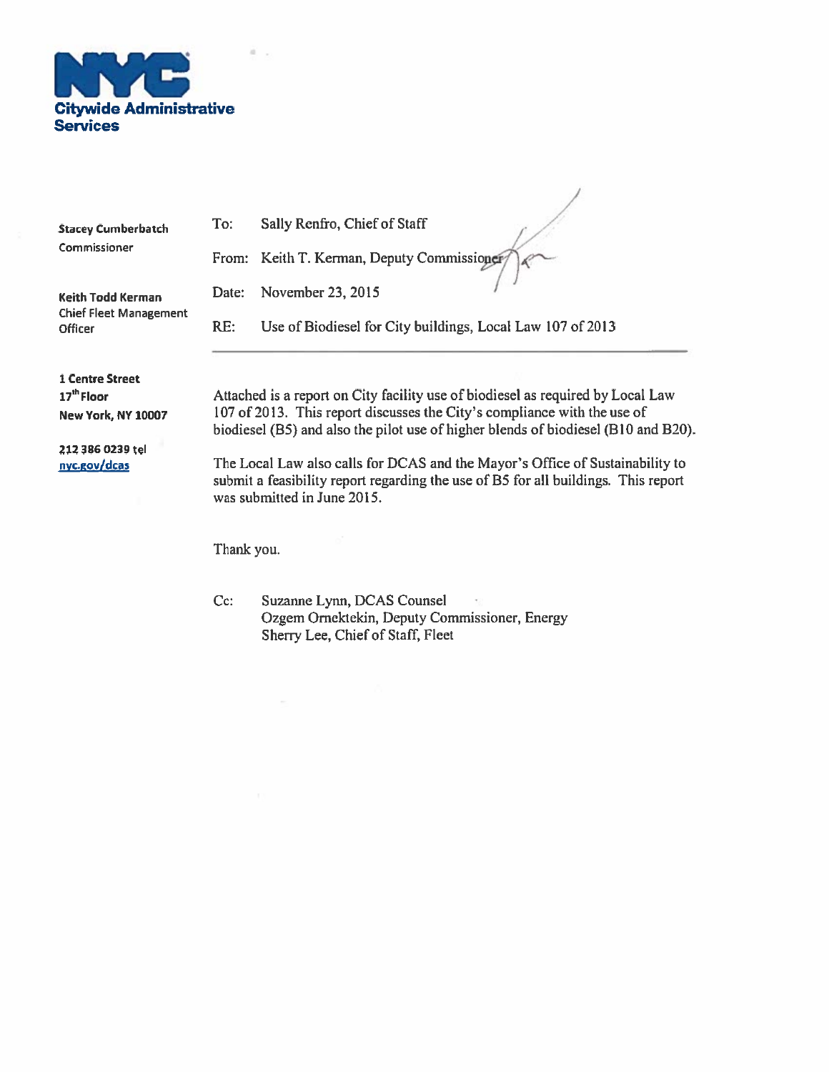**NYC Citywide Administrative Services**

**Stacey Cumberbatch**
Commissioner

**Keith Todd Kerman**
Chief Fleet Management Officer

**1 Centre Street**
**17th Floor**
**New York, NY 10007**

212 386 0239 tel
nyc.gov/dcas

To: Sally Renfro, Chief of Staff

From: Keith T. Kerman, Deputy Commissioner

Date: November 23, 2015

RE: Use of Biodiesel for City buildings, Local Law 107 of 2013

---

Attached is a report on City facility use of biodiesel as required by Local Law 107 of 2013. This report discusses the City's compliance with the use of biodiesel (B5) and also the pilot use of higher blends of biodiesel (B10 and B20).

The Local Law also calls for DCAS and the Mayor's Office of Sustainability to submit a feasibility report regarding the use of B5 for all buildings. This report was submitted in June 2015.

Thank you.

Cc: Suzanne Lynn, DCAS Counsel
Ozgem Ornektekin, Deputy Commissioner, Energy
Sherry Lee, Chief of Staff, Fleet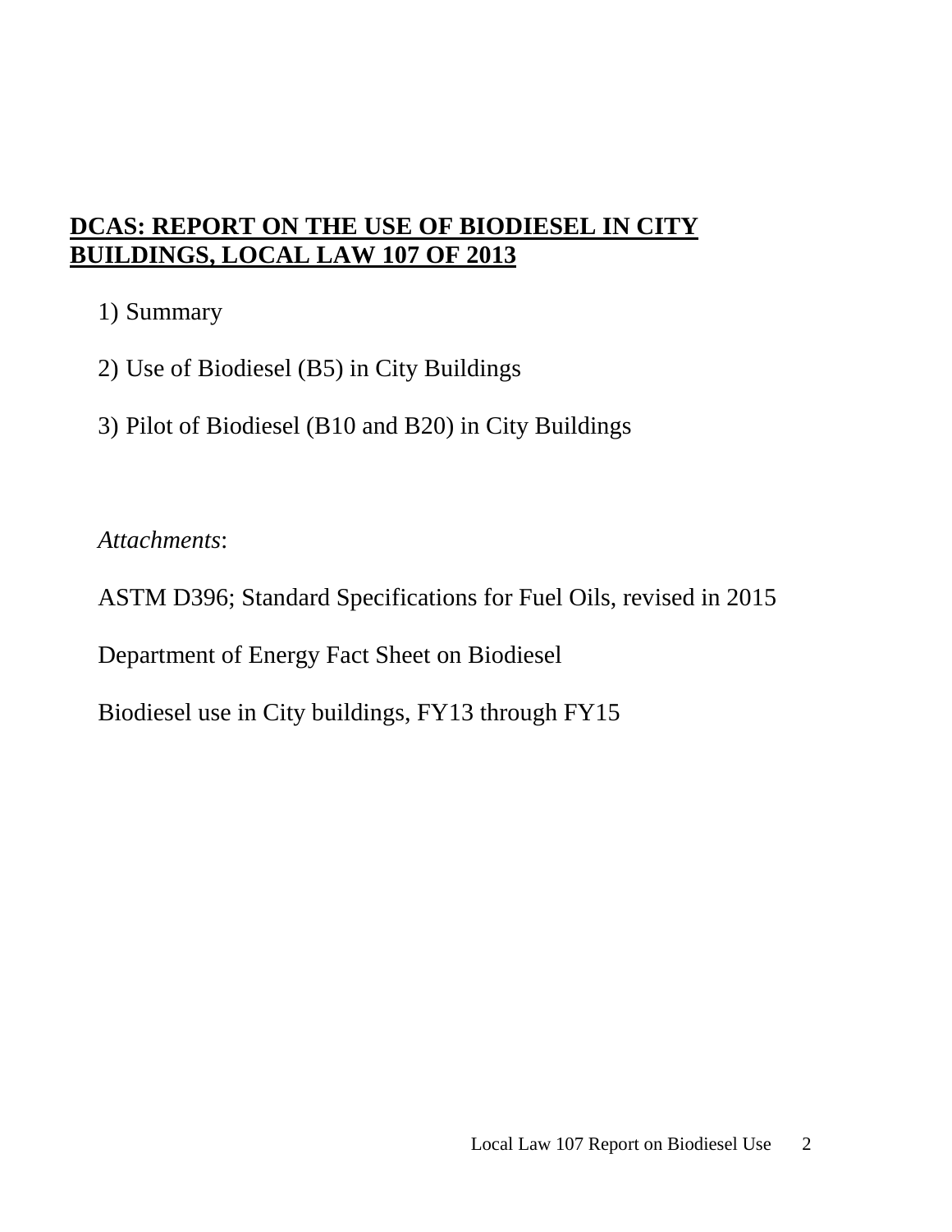# **DCAS: REPORT ON THE USE OF BIODIESEL IN CITY BUILDINGS, LOCAL LAW 107 OF 2013**

1) Summary

2) Use of Biodiesel (B5) in City Buildings

3) Pilot of Biodiesel (B10 and B20) in City Buildings

*Attachments*:

ASTM D396; Standard Specifications for Fuel Oils, revised in 2015

Department of Energy Fact Sheet on Biodiesel

Biodiesel use in City buildings, FY13 through FY15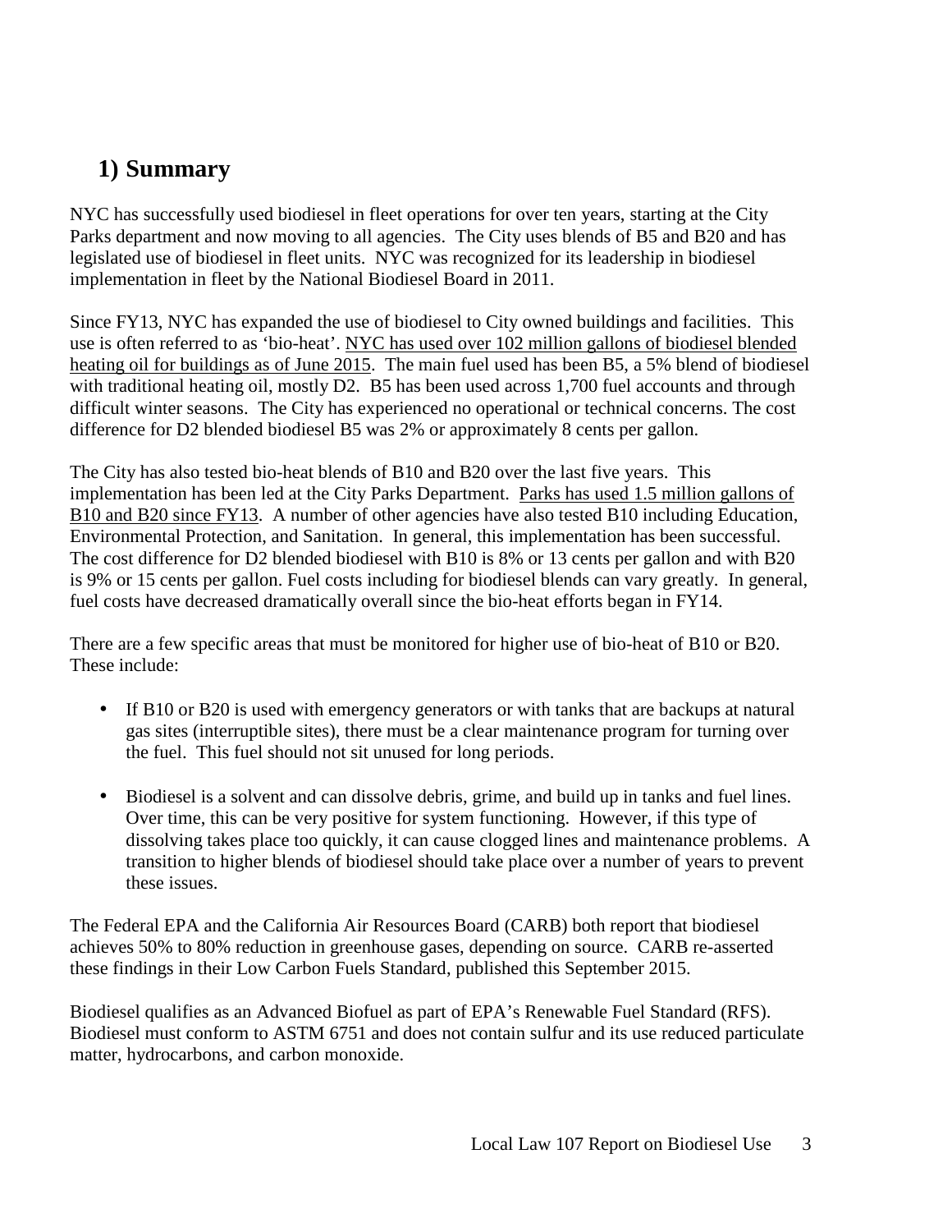## 1) Summary

NYC has successfully used biodiesel in fleet operations for over ten years, starting at the City Parks department and now moving to all agencies. The City uses blends of B5 and B20 and has legislated use of biodiesel in fleet units. NYC was recognized for its leadership in biodiesel implementation in fleet by the National Biodiesel Board in 2011.

Since FY13, NYC has expanded the use of biodiesel to City owned buildings and facilities. This use is often referred to as 'bio-heat'. <u>NYC has used over 102 million gallons of biodiesel blended heating oil for buildings as of June 2015</u>. The main fuel used has been B5, a 5% blend of biodiesel with traditional heating oil, mostly D2. B5 has been used across 1,700 fuel accounts and through difficult winter seasons. The City has experienced no operational or technical concerns. The cost difference for D2 blended biodiesel B5 was 2% or approximately 8 cents per gallon.

The City has also tested bio-heat blends of B10 and B20 over the last five years. This implementation has been led at the City Parks Department. <u>Parks has used 1.5 million gallons of B10 and B20 since FY13</u>. A number of other agencies have also tested B10 including Education, Environmental Protection, and Sanitation. In general, this implementation has been successful. The cost difference for D2 blended biodiesel with B10 is 8% or 13 cents per gallon and with B20 is 9% or 15 cents per gallon. Fuel costs including for biodiesel blends can vary greatly. In general, fuel costs have decreased dramatically overall since the bio-heat efforts began in FY14.

There are a few specific areas that must be monitored for higher use of bio-heat of B10 or B20. These include:

- If B10 or B20 is used with emergency generators or with tanks that are backups at natural gas sites (interruptible sites), there must be a clear maintenance program for turning over the fuel. This fuel should not sit unused for long periods.

- Biodiesel is a solvent and can dissolve debris, grime, and build up in tanks and fuel lines. Over time, this can be very positive for system functioning. However, if this type of dissolving takes place too quickly, it can cause clogged lines and maintenance problems. A transition to higher blends of biodiesel should take place over a number of years to prevent these issues.

The Federal EPA and the California Air Resources Board (CARB) both report that biodiesel achieves 50% to 80% reduction in greenhouse gases, depending on source. CARB re-asserted these findings in their Low Carbon Fuels Standard, published this September 2015.

Biodiesel qualifies as an Advanced Biofuel as part of EPA's Renewable Fuel Standard (RFS). Biodiesel must conform to ASTM 6751 and does not contain sulfur and its use reduced particulate matter, hydrocarbons, and carbon monoxide.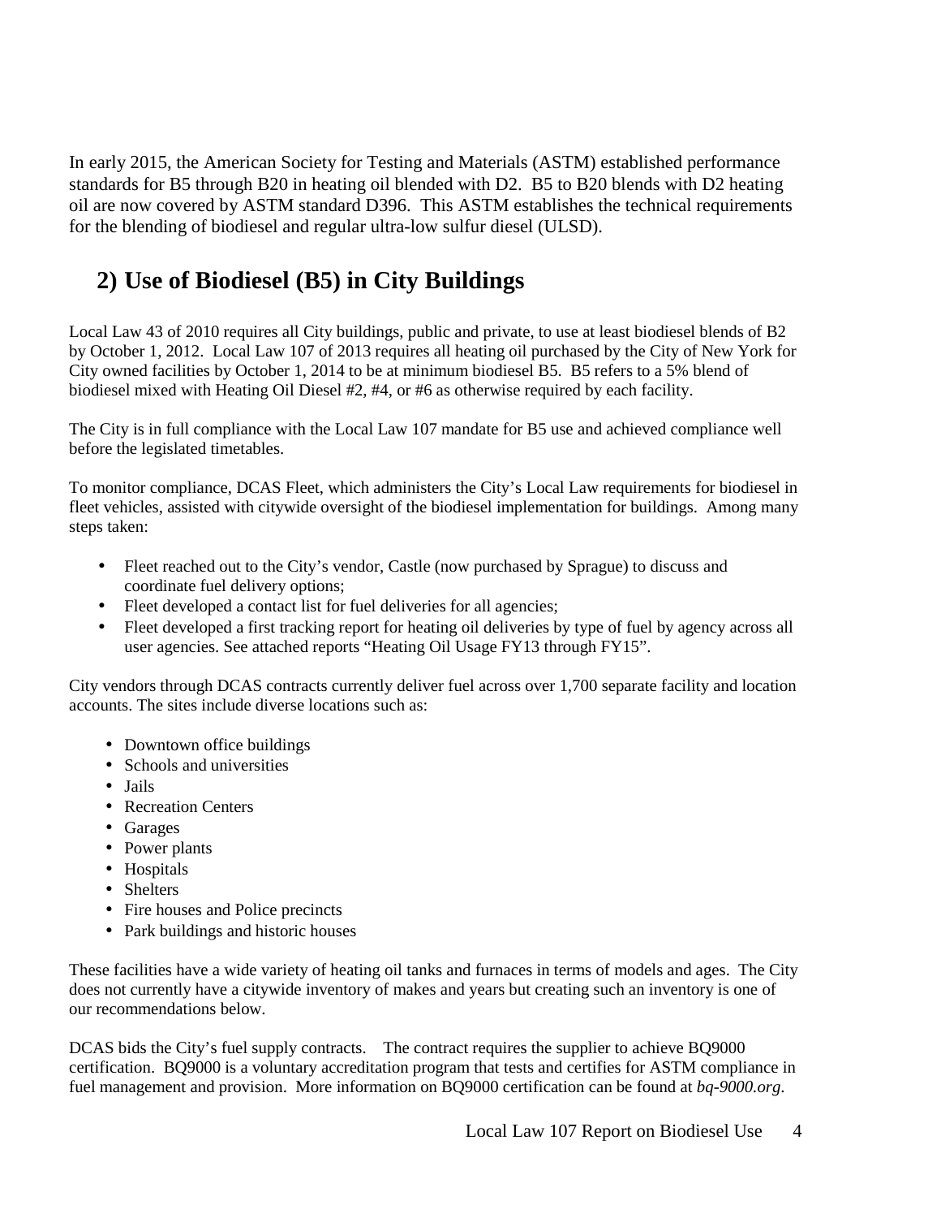In early 2015, the American Society for Testing and Materials (ASTM) established performance standards for B5 through B20 in heating oil blended with D2. B5 to B20 blends with D2 heating oil are now covered by ASTM standard D396. This ASTM establishes the technical requirements for the blending of biodiesel and regular ultra-low sulfur diesel (ULSD).

## 2) Use of Biodiesel (B5) in City Buildings

Local Law 43 of 2010 requires all City buildings, public and private, to use at least biodiesel blends of B2 by October 1, 2012. Local Law 107 of 2013 requires all heating oil purchased by the City of New York for City owned facilities by October 1, 2014 to be at minimum biodiesel B5. B5 refers to a 5% blend of biodiesel mixed with Heating Oil Diesel #2, #4, or #6 as otherwise required by each facility.

The City is in full compliance with the Local Law 107 mandate for B5 use and achieved compliance well before the legislated timetables.

To monitor compliance, DCAS Fleet, which administers the City's Local Law requirements for biodiesel in fleet vehicles, assisted with citywide oversight of the biodiesel implementation for buildings. Among many steps taken:

- Fleet reached out to the City's vendor, Castle (now purchased by Sprague) to discuss and coordinate fuel delivery options;
- Fleet developed a contact list for fuel deliveries for all agencies;
- Fleet developed a first tracking report for heating oil deliveries by type of fuel by agency across all user agencies. See attached reports "Heating Oil Usage FY13 through FY15".

City vendors through DCAS contracts currently deliver fuel across over 1,700 separate facility and location accounts. The sites include diverse locations such as:

- Downtown office buildings
- Schools and universities
- Jails
- Recreation Centers
- Garages
- Power plants
- Hospitals
- Shelters
- Fire houses and Police precincts
- Park buildings and historic houses

These facilities have a wide variety of heating oil tanks and furnaces in terms of models and ages. The City does not currently have a citywide inventory of makes and years but creating such an inventory is one of our recommendations below.

DCAS bids the City's fuel supply contracts. The contract requires the supplier to achieve BQ9000 certification. BQ9000 is a voluntary accreditation program that tests and certifies for ASTM compliance in fuel management and provision. More information on BQ9000 certification can be found at *bq-9000.org*.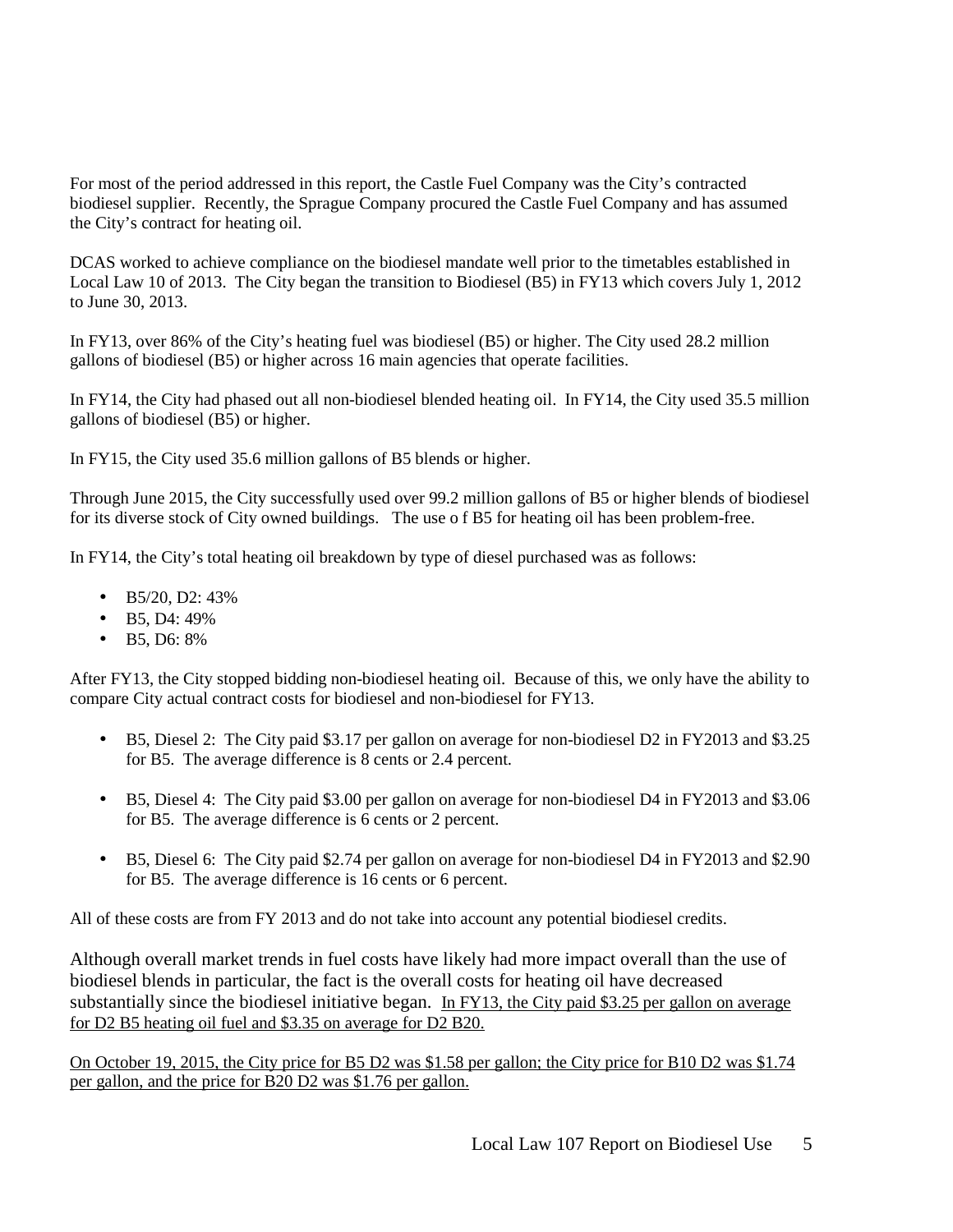For most of the period addressed in this report, the Castle Fuel Company was the City's contracted biodiesel supplier. Recently, the Sprague Company procured the Castle Fuel Company and has assumed the City's contract for heating oil.

DCAS worked to achieve compliance on the biodiesel mandate well prior to the timetables established in Local Law 10 of 2013. The City began the transition to Biodiesel (B5) in FY13 which covers July 1, 2012 to June 30, 2013.

In FY13, over 86% of the City's heating fuel was biodiesel (B5) or higher. The City used 28.2 million gallons of biodiesel (B5) or higher across 16 main agencies that operate facilities.

In FY14, the City had phased out all non-biodiesel blended heating oil. In FY14, the City used 35.5 million gallons of biodiesel (B5) or higher.

In FY15, the City used 35.6 million gallons of B5 blends or higher.

Through June 2015, the City successfully used over 99.2 million gallons of B5 or higher blends of biodiesel for its diverse stock of City owned buildings. The use o f B5 for heating oil has been problem-free.

In FY14, the City's total heating oil breakdown by type of diesel purchased was as follows:

- B5/20, D2: 43%
- B5, D4: 49%
- B5, D6: 8%

After FY13, the City stopped bidding non-biodiesel heating oil. Because of this, we only have the ability to compare City actual contract costs for biodiesel and non-biodiesel for FY13.

- B5, Diesel 2: The City paid $3.17 per gallon on average for non-biodiesel D2 in FY2013 and $3.25 for B5. The average difference is 8 cents or 2.4 percent.

- B5, Diesel 4: The City paid $3.00 per gallon on average for non-biodiesel D4 in FY2013 and $3.06 for B5. The average difference is 6 cents or 2 percent.

- B5, Diesel 6: The City paid $2.74 per gallon on average for non-biodiesel D4 in FY2013 and $2.90 for B5. The average difference is 16 cents or 6 percent.

All of these costs are from FY 2013 and do not take into account any potential biodiesel credits.

Although overall market trends in fuel costs have likely had more impact overall than the use of biodiesel blends in particular, the fact is the overall costs for heating oil have decreased substantially since the biodiesel initiative began. <u>In FY13, the City paid $3.25 per gallon on average for D2 B5 heating oil fuel and $3.35 on average for D2 B20.</u>

<u>On October 19, 2015, the City price for B5 D2 was $1.58 per gallon; the City price for B10 D2 was $1.74 per gallon, and the price for B20 D2 was $1.76 per gallon.</u>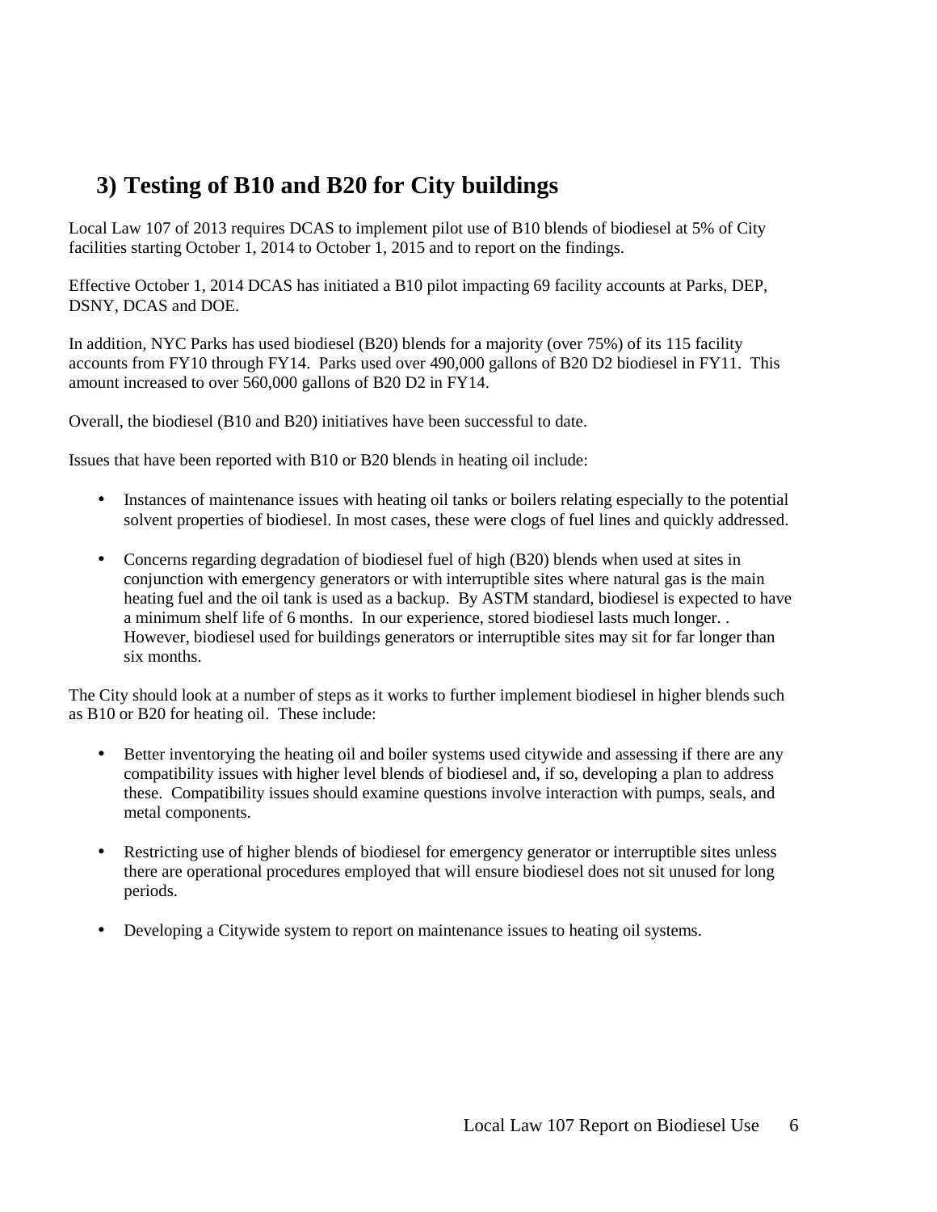## 3) Testing of B10 and B20 for City buildings

Local Law 107 of 2013 requires DCAS to implement pilot use of B10 blends of biodiesel at 5% of City facilities starting October 1, 2014 to October 1, 2015 and to report on the findings.

Effective October 1, 2014 DCAS has initiated a B10 pilot impacting 69 facility accounts at Parks, DEP, DSNY, DCAS and DOE.

In addition, NYC Parks has used biodiesel (B20) blends for a majority (over 75%) of its 115 facility accounts from FY10 through FY14. Parks used over 490,000 gallons of B20 D2 biodiesel in FY11. This amount increased to over 560,000 gallons of B20 D2 in FY14.

Overall, the biodiesel (B10 and B20) initiatives have been successful to date.

Issues that have been reported with B10 or B20 blends in heating oil include:

- Instances of maintenance issues with heating oil tanks or boilers relating especially to the potential solvent properties of biodiesel. In most cases, these were clogs of fuel lines and quickly addressed.

- Concerns regarding degradation of biodiesel fuel of high (B20) blends when used at sites in conjunction with emergency generators or with interruptible sites where natural gas is the main heating fuel and the oil tank is used as a backup. By ASTM standard, biodiesel is expected to have a minimum shelf life of 6 months. In our experience, stored biodiesel lasts much longer. . However, biodiesel used for buildings generators or interruptible sites may sit for far longer than six months.

The City should look at a number of steps as it works to further implement biodiesel in higher blends such as B10 or B20 for heating oil. These include:

- Better inventorying the heating oil and boiler systems used citywide and assessing if there are any compatibility issues with higher level blends of biodiesel and, if so, developing a plan to address these. Compatibility issues should examine questions involve interaction with pumps, seals, and metal components.

- Restricting use of higher blends of biodiesel for emergency generator or interruptible sites unless there are operational procedures employed that will ensure biodiesel does not sit unused for long periods.

- Developing a Citywide system to report on maintenance issues to heating oil systems.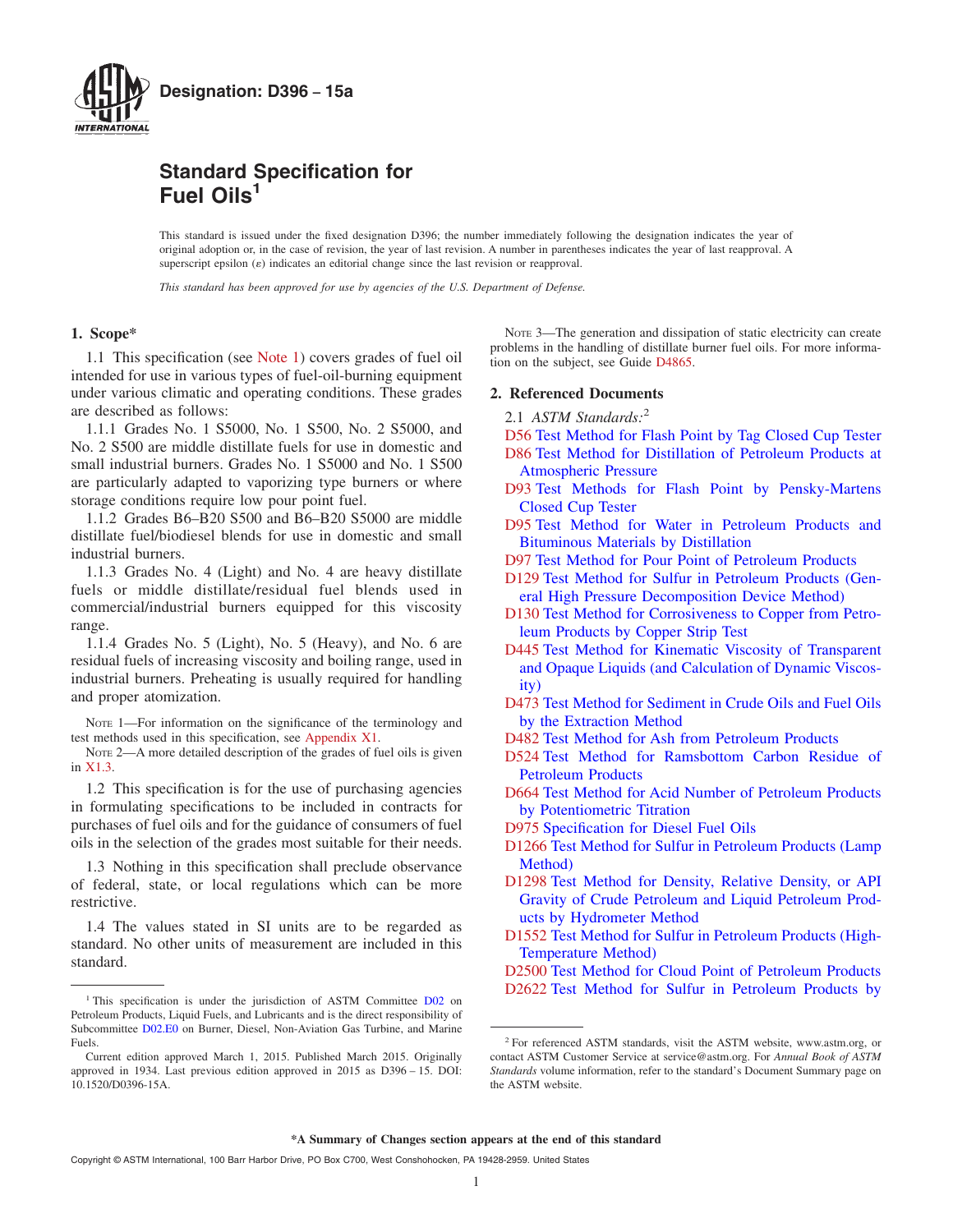# Designation: D396 − 15a

# Standard Specification for Fuel Oils[1]

This standard is issued under the fixed designation D396; the number immediately following the designation indicates the year of original adoption or, in the case of revision, the year of last revision. A number in parentheses indicates the year of last reapproval. A superscript epsilon (ε) indicates an editorial change since the last revision or reapproval.

*This standard has been approved for use by agencies of the U.S. Department of Defense.*

## 1. Scope*

1.1 This specification (see Note 1) covers grades of fuel oil intended for use in various types of fuel-oil-burning equipment under various climatic and operating conditions. These grades are described as follows:

1.1.1 Grades No. 1 S5000, No. 1 S500, No. 2 S5000, and No. 2 S500 are middle distillate fuels for use in domestic and small industrial burners. Grades No. 1 S5000 and No. 1 S500 are particularly adapted to vaporizing type burners or where storage conditions require low pour point fuel.

1.1.2 Grades B6–B20 S500 and B6–B20 S5000 are middle distillate fuel/biodiesel blends for use in domestic and small industrial burners.

1.1.3 Grades No. 4 (Light) and No. 4 are heavy distillate fuels or middle distillate/residual fuel blends used in commercial/industrial burners equipped for this viscosity range.

1.1.4 Grades No. 5 (Light), No. 5 (Heavy), and No. 6 are residual fuels of increasing viscosity and boiling range, used in industrial burners. Preheating is usually required for handling and proper atomization.

NOTE 1—For information on the significance of the terminology and test methods used in this specification, see Appendix X1.

NOTE 2—A more detailed description of the grades of fuel oils is given in X1.3.

1.2 This specification is for the use of purchasing agencies in formulating specifications to be included in contracts for purchases of fuel oils and for the guidance of consumers of fuel oils in the selection of the grades most suitable for their needs.

1.3 Nothing in this specification shall preclude observance of federal, state, or local regulations which can be more restrictive.

1.4 The values stated in SI units are to be regarded as standard. No other units of measurement are included in this standard.

NOTE 3—The generation and dissipation of static electricity can create problems in the handling of distillate burner fuel oils. For more information on the subject, see Guide D4865.

## 2. Referenced Documents

2.1 *ASTM Standards:*[2]

D56 Test Method for Flash Point by Tag Closed Cup Tester
D86 Test Method for Distillation of Petroleum Products at Atmospheric Pressure
D93 Test Methods for Flash Point by Pensky-Martens Closed Cup Tester
D95 Test Method for Water in Petroleum Products and Bituminous Materials by Distillation
D97 Test Method for Pour Point of Petroleum Products
D129 Test Method for Sulfur in Petroleum Products (General High Pressure Decomposition Device Method)
D130 Test Method for Corrosiveness to Copper from Petroleum Products by Copper Strip Test
D445 Test Method for Kinematic Viscosity of Transparent and Opaque Liquids (and Calculation of Dynamic Viscosity)
D473 Test Method for Sediment in Crude Oils and Fuel Oils by the Extraction Method
D482 Test Method for Ash from Petroleum Products
D524 Test Method for Ramsbottom Carbon Residue of Petroleum Products
D664 Test Method for Acid Number of Petroleum Products by Potentiometric Titration
D975 Specification for Diesel Fuel Oils
D1266 Test Method for Sulfur in Petroleum Products (Lamp Method)
D1298 Test Method for Density, Relative Density, or API Gravity of Crude Petroleum and Liquid Petroleum Products by Hydrometer Method
D1552 Test Method for Sulfur in Petroleum Products (High-Temperature Method)
D2500 Test Method for Cloud Point of Petroleum Products
D2622 Test Method for Sulfur in Petroleum Products by

[1] This specification is under the jurisdiction of ASTM Committee D02 on Petroleum Products, Liquid Fuels, and Lubricants and is the direct responsibility of Subcommittee D02.E0 on Burner, Diesel, Non-Aviation Gas Turbine, and Marine Fuels.

Current edition approved March 1, 2015. Published March 2015. Originally approved in 1934. Last previous edition approved in 2015 as D396 – 15. DOI: 10.1520/D0396-15A.

[2] For referenced ASTM standards, visit the ASTM website, www.astm.org, or contact ASTM Customer Service at service@astm.org. For *Annual Book of ASTM Standards* volume information, refer to the standard's Document Summary page on the ASTM website.

*A Summary of Changes section appears at the end of this standard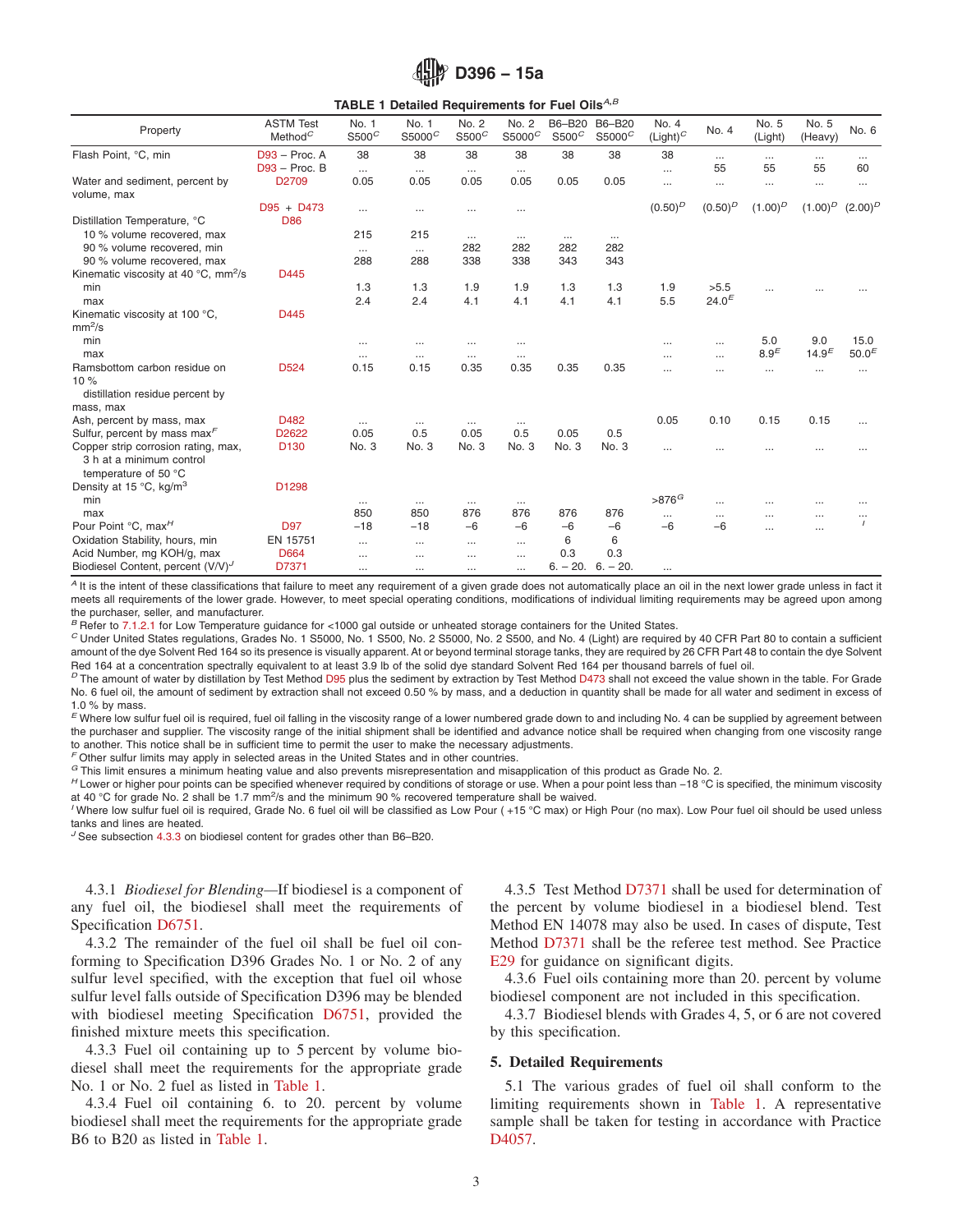**TABLE 1 Detailed Requirements for Fuel Oils**[A,B]

| Property | ASTM Test Method[C] | No. 1 S500[C] | No. 1 S5000[C] | No. 2 S500[C] | No. 2 S5000[C] | B6–B20 S500[C] | B6–B20 S5000[C] | No. 4 (Light)[C] | No. 4 | No. 5 (Light) | No. 5 (Heavy) | No. 6 |
|---|---|---|---|---|---|---|---|---|---|---|---|---|
| Flash Point, °C, min | D93 – Proc. A | 38 | 38 | 38 | 38 | 38 | 38 | 38 | ... | ... | ... | ... |
| | D93 – Proc. B | ... | ... | ... | ... | | | ... | 55 | 55 | 55 | 60 |
| Water and sediment, percent by volume, max | D2709 | 0.05 | 0.05 | 0.05 | 0.05 | 0.05 | 0.05 | ... | ... | ... | ... | ... |
| | D95 + D473 | ... | ... | ... | ... | | | (0.50)[D] | (0.50)[D] | (1.00)[D] | (1.00)[D] | (2.00)[D] |
| Distillation Temperature, °C | D86 | | | | | | | | | | | |
| 10 % volume recovered, max | | 215 | 215 | ... | ... | ... | ... | | | | | |
| 90 % volume recovered, min | | ... | ... | 282 | 282 | 282 | 282 | | | | | |
| 90 % volume recovered, max | | 288 | 288 | 338 | 338 | 343 | 343 | | | | | |
| Kinematic viscosity at 40 °C, mm²/s | D445 | | | | | | | | | | | |
| min | | 1.3 | 1.3 | 1.9 | 1.9 | 1.3 | 1.3 | 1.9 | >5.5 | ... | ... | ... |
| max | | 2.4 | 2.4 | 4.1 | 4.1 | 4.1 | 4.1 | 5.5 | 24.0[E] | | | |
| Kinematic viscosity at 100 °C, mm²/s | D445 | | | | | | | | | | | |
| min | | ... | ... | ... | ... | | | ... | ... | 5.0 | 9.0 | 15.0 |
| max | | ... | ... | ... | ... | | | ... | ... | 8.9[E] | 14.9[E] | 50.0[E] |
| Ramsbottom carbon residue on 10 % distillation residue percent by mass, max | D524 | 0.15 | 0.15 | 0.35 | 0.35 | 0.35 | 0.35 | ... | ... | ... | ... | ... |
| Ash, percent by mass, max | D482 | ... | ... | ... | ... | | | 0.05 | 0.10 | 0.15 | 0.15 | ... |
| Sulfur, percent by mass max[F] | D2622 | 0.05 | 0.5 | 0.05 | 0.5 | 0.05 | 0.5 | | | | | |
| Copper strip corrosion rating, max, 3 h at a minimum control temperature of 50 °C | D130 | No. 3 | No. 3 | No. 3 | No. 3 | No. 3 | No. 3 | ... | ... | ... | ... | ... |
| Density at 15 °C, kg/m³ | D1298 | | | | | | | | | | | |
| min | | ... | ... | ... | ... | | | >876[G] | ... | ... | ... | ... |
| max | | 850 | 850 | 876 | 876 | 876 | 876 | ... | ... | ... | ... | ... |
| Pour Point °C, max[H] | D97 | −18 | −18 | −6 | −6 | −6 | −6 | −6 | −6 | ... | ... | [I] |
| Oxidation Stability, hours, min | EN 15751 | ... | ... | ... | ... | 6 | 6 | | | | | |
| Acid Number, mg KOH/g, max | D664 | ... | ... | ... | ... | 0.3 | 0.3 | | | | | |
| Biodiesel Content, percent (V/V)[J] | D7371 | ... | ... | ... | ... | 6. – 20. | 6. – 20. | ... | | | | |

[A] It is the intent of these classifications that failure to meet any requirement of a given grade does not automatically place an oil in the next lower grade unless in fact it meets all requirements of the lower grade. However, to meet special operating conditions, modifications of individual limiting requirements may be agreed upon among the purchaser, seller, and manufacturer.

[B] Refer to 7.1.2.1 for Low Temperature guidance for <1000 gal outside or unheated storage containers for the United States.

[C] Under United States regulations, Grades No. 1 S5000, No. 1 S500, No. 2 S5000, No. 2 S500, and No. 4 (Light) are required by 40 CFR Part 80 to contain a sufficient amount of the dye Solvent Red 164 so its presence is visually apparent. At or beyond terminal storage tanks, they are required by 26 CFR Part 48 to contain the dye Solvent Red 164 at a concentration spectrally equivalent to at least 3.9 lb of the solid dye standard Solvent Red 164 per thousand barrels of fuel oil.

[D] The amount of water by distillation by Test Method D95 plus the sediment by extraction by Test Method D473 shall not exceed the value shown in the table. For Grade No. 6 fuel oil, the amount of sediment by extraction shall not exceed 0.50 % by mass, and a deduction in quantity shall be made for all water and sediment in excess of 1.0 % by mass.

[E] Where low sulfur fuel oil is required, fuel oil falling in the viscosity range of a lower numbered grade down to and including No. 4 can be supplied by agreement between the purchaser and supplier. The viscosity range of the initial shipment shall be identified and advance notice shall be required when changing from one viscosity range to another. This notice shall be in sufficient time to permit the user to make the necessary adjustments.

[F] Other sulfur limits may apply in selected areas in the United States and in other countries.

[G] This limit ensures a minimum heating value and also prevents misrepresentation and misapplication of this product as Grade No. 2.

[H] Lower or higher pour points can be specified whenever required by conditions of storage or use. When a pour point less than −18 °C is specified, the minimum viscosity at 40 °C for grade No. 2 shall be 1.7 mm²/s and the minimum 90 % recovered temperature shall be waived.

[I] Where low sulfur fuel oil is required, Grade No. 6 fuel oil will be classified as Low Pour ( +15 °C max) or High Pour (no max). Low Pour fuel oil should be used unless tanks and lines are heated.

[J] See subsection 4.3.3 on biodiesel content for grades other than B6–B20.

4.3.1 *Biodiesel for Blending*—If biodiesel is a component of any fuel oil, the biodiesel shall meet the requirements of Specification D6751.

4.3.2 The remainder of the fuel oil shall be fuel oil conforming to Specification D396 Grades No. 1 or No. 2 of any sulfur level specified, with the exception that fuel oil whose sulfur level falls outside of Specification D396 may be blended with biodiesel meeting Specification D6751, provided the finished mixture meets this specification.

4.3.3 Fuel oil containing up to 5 percent by volume biodiesel shall meet the requirements for the appropriate grade No. 1 or No. 2 fuel as listed in Table 1.

4.3.4 Fuel oil containing 6. to 20. percent by volume biodiesel shall meet the requirements for the appropriate grade B6 to B20 as listed in Table 1.

4.3.5 Test Method D7371 shall be used for determination of the percent by volume biodiesel in a biodiesel blend. Test Method EN 14078 may also be used. In cases of dispute, Test Method D7371 shall be the referee test method. See Practice E29 for guidance on significant digits.

4.3.6 Fuel oils containing more than 20. percent by volume biodiesel component are not included in this specification.

4.3.7 Biodiesel blends with Grades 4, 5, or 6 are not covered by this specification.

## 5. Detailed Requirements

5.1 The various grades of fuel oil shall conform to the limiting requirements shown in Table 1. A representative sample shall be taken for testing in accordance with Practice D4057.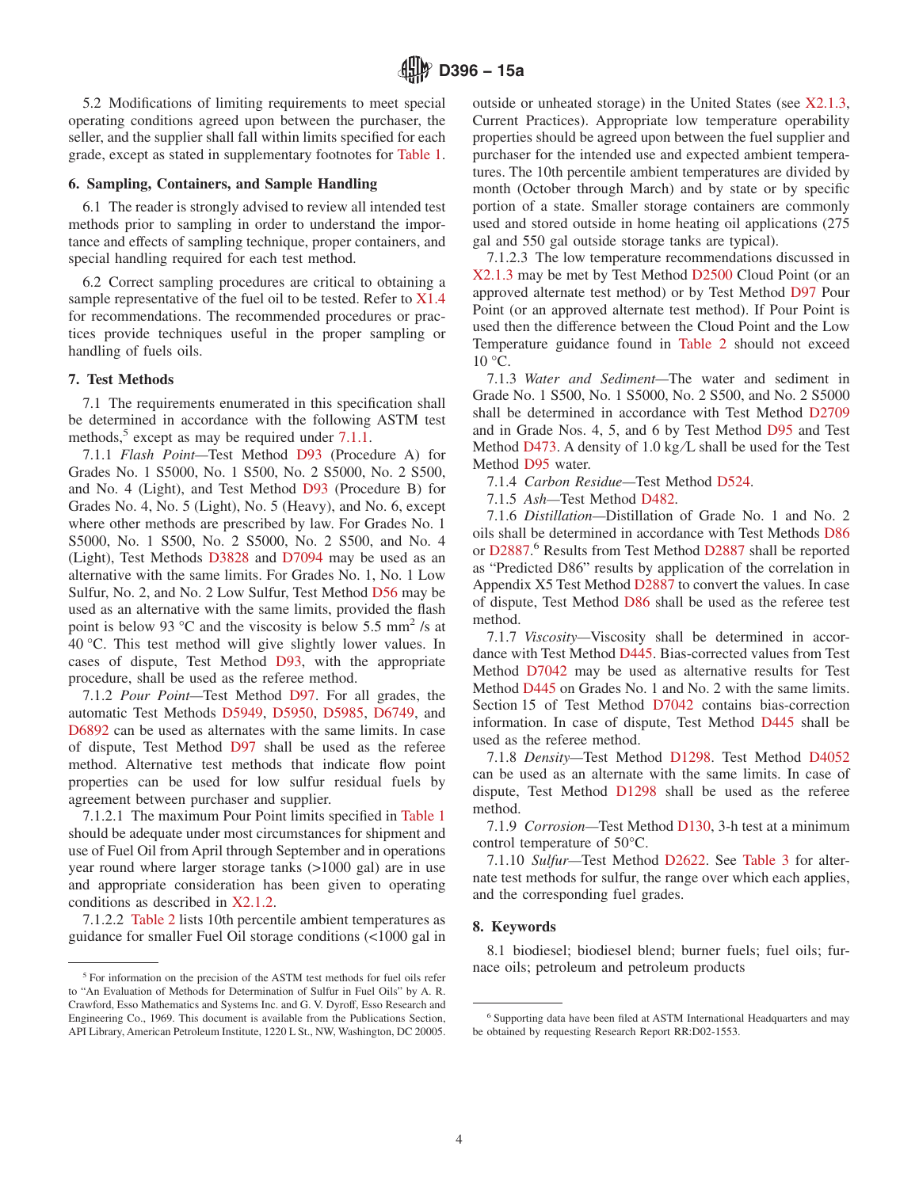5.2 Modifications of limiting requirements to meet special operating conditions agreed upon between the purchaser, the seller, and the supplier shall fall within limits specified for each grade, except as stated in supplementary footnotes for Table 1.

## 6. Sampling, Containers, and Sample Handling

6.1 The reader is strongly advised to review all intended test methods prior to sampling in order to understand the importance and effects of sampling technique, proper containers, and special handling required for each test method.

6.2 Correct sampling procedures are critical to obtaining a sample representative of the fuel oil to be tested. Refer to X1.4 for recommendations. The recommended procedures or practices provide techniques useful in the proper sampling or handling of fuels oils.

## 7. Test Methods

7.1 The requirements enumerated in this specification shall be determined in accordance with the following ASTM test methods,[5] except as may be required under 7.1.1.

7.1.1 *Flash Point*—Test Method D93 (Procedure A) for Grades No. 1 S5000, No. 1 S500, No. 2 S5000, No. 2 S500, and No. 4 (Light), and Test Method D93 (Procedure B) for Grades No. 4, No. 5 (Light), No. 5 (Heavy), and No. 6, except where other methods are prescribed by law. For Grades No. 1 S5000, No. 1 S500, No. 2 S5000, No. 2 S500, and No. 4 (Light), Test Methods D3828 and D7094 may be used as an alternative with the same limits. For Grades No. 1, No. 1 Low Sulfur, No. 2, and No. 2 Low Sulfur, Test Method D56 may be used as an alternative with the same limits, provided the flash point is below 93 °C and the viscosity is below 5.5 $mm^2$ /s at 40 °C. This test method will give slightly lower values. In cases of dispute, Test Method D93, with the appropriate procedure, shall be used as the referee method.

7.1.2 *Pour Point*—Test Method D97. For all grades, the automatic Test Methods D5949, D5950, D5985, D6749, and D6892 can be used as alternates with the same limits. In case of dispute, Test Method D97 shall be used as the referee method. Alternative test methods that indicate flow point properties can be used for low sulfur residual fuels by agreement between purchaser and supplier.

7.1.2.1 The maximum Pour Point limits specified in Table 1 should be adequate under most circumstances for shipment and use of Fuel Oil from April through September and in operations year round where larger storage tanks (>1000 gal) are in use and appropriate consideration has been given to operating conditions as described in X2.1.2.

7.1.2.2 Table 2 lists 10th percentile ambient temperatures as guidance for smaller Fuel Oil storage conditions (<1000 gal in outside or unheated storage) in the United States (see X2.1.3, Current Practices). Appropriate low temperature operability properties should be agreed upon between the fuel supplier and purchaser for the intended use and expected ambient temperatures. The 10th percentile ambient temperatures are divided by month (October through March) and by state or by specific portion of a state. Smaller storage containers are commonly used and stored outside in home heating oil applications (275 gal and 550 gal outside storage tanks are typical).

7.1.2.3 The low temperature recommendations discussed in X2.1.3 may be met by Test Method D2500 Cloud Point (or an approved alternate test method) or by Test Method D97 Pour Point (or an approved alternate test method). If Pour Point is used then the difference between the Cloud Point and the Low Temperature guidance found in Table 2 should not exceed 10 °C.

7.1.3 *Water and Sediment*—The water and sediment in Grade No. 1 S500, No. 1 S5000, No. 2 S500, and No. 2 S5000 shall be determined in accordance with Test Method D2709 and in Grade Nos. 4, 5, and 6 by Test Method D95 and Test Method D473. A density of 1.0 kg/L shall be used for the Test Method D95 water.

7.1.4 *Carbon Residue*—Test Method D524.

7.1.5 *Ash*—Test Method D482.

7.1.6 *Distillation*—Distillation of Grade No. 1 and No. 2 oils shall be determined in accordance with Test Methods D86 or D2887.[6] Results from Test Method D2887 shall be reported as "Predicted D86" results by application of the correlation in Appendix X5 Test Method D2887 to convert the values. In case of dispute, Test Method D86 shall be used as the referee test method.

7.1.7 *Viscosity*—Viscosity shall be determined in accordance with Test Method D445. Bias-corrected values from Test Method D7042 may be used as alternative results for Test Method D445 on Grades No. 1 and No. 2 with the same limits. Section 15 of Test Method D7042 contains bias-correction information. In case of dispute, Test Method D445 shall be used as the referee method.

7.1.8 *Density*—Test Method D1298. Test Method D4052 can be used as an alternate with the same limits. In case of dispute, Test Method D1298 shall be used as the referee method.

7.1.9 *Corrosion*—Test Method D130, 3-h test at a minimum control temperature of 50°C.

7.1.10 *Sulfur*—Test Method D2622. See Table 3 for alternate test methods for sulfur, the range over which each applies, and the corresponding fuel grades.

## 8. Keywords

8.1 biodiesel; biodiesel blend; burner fuels; fuel oils; furnace oils; petroleum and petroleum products

---

[5] For information on the precision of the ASTM test methods for fuel oils refer to "An Evaluation of Methods for Determination of Sulfur in Fuel Oils" by A. R. Crawford, Esso Mathematics and Systems Inc. and G. V. Dyroff, Esso Research and Engineering Co., 1969. This document is available from the Publications Section, API Library, American Petroleum Institute, 1220 L St., NW, Washington, DC 20005.

[6] Supporting data have been filed at ASTM International Headquarters and may be obtained by requesting Research Report RR:D02-1553.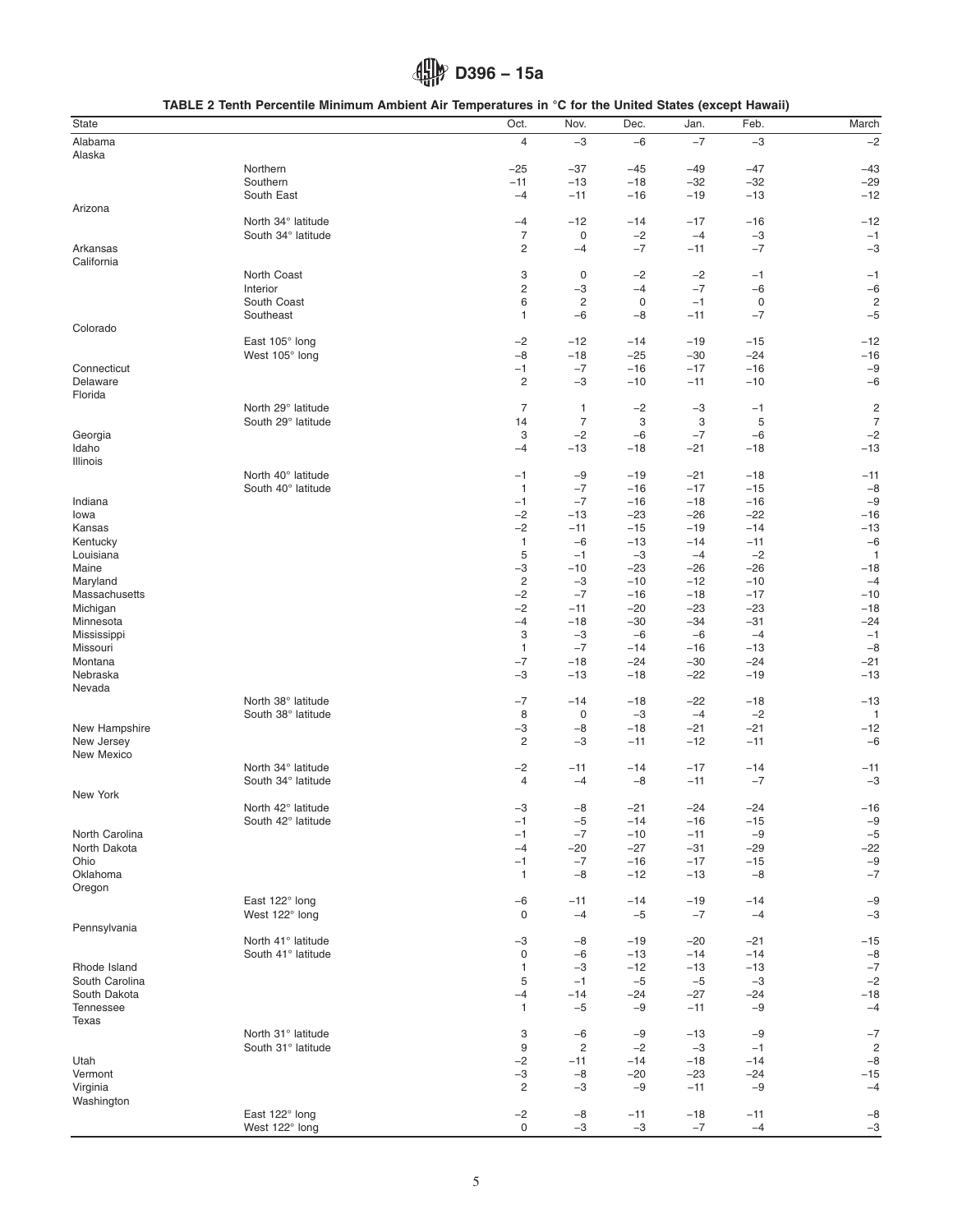**TABLE 2 Tenth Percentile Minimum Ambient Air Temperatures in °C for the United States (except Hawaii)**

| State | | Oct. | Nov. | Dec. | Jan. | Feb. | March |
|---|---|---|---|---|---|---|---|
| Alabama | | 4 | −3 | −6 | −7 | −3 | −2 |
| Alaska | | | | | | | |
| | Northern | −25 | −37 | −45 | −49 | −47 | −43 |
| | Southern | −11 | −13 | −18 | −32 | −32 | −29 |
| | South East | −4 | −11 | −16 | −19 | −13 | −12 |
| Arizona | | | | | | | |
| | North 34° latitude | −4 | −12 | −14 | −17 | −16 | −12 |
| | South 34° latitude | 7 | 0 | −2 | −4 | −3 | −1 |
| Arkansas | | 2 | −4 | −7 | −11 | −7 | −3 |
| California | | | | | | | |
| | North Coast | 3 | 0 | −2 | −2 | −1 | −1 |
| | Interior | 2 | −3 | −4 | −7 | −6 | −6 |
| | South Coast | 6 | 2 | 0 | −1 | 0 | 2 |
| | Southeast | 1 | −6 | −8 | −11 | −7 | −5 |
| Colorado | | | | | | | |
| | East 105° long | −2 | −12 | −14 | −19 | −15 | −12 |
| | West 105° long | −8 | −18 | −25 | −30 | −24 | −16 |
| Connecticut | | −1 | −7 | −16 | −17 | −16 | −9 |
| Delaware | | 2 | −3 | −10 | −11 | −10 | −6 |
| Florida | | | | | | | |
| | North 29° latitude | 7 | 1 | −2 | −3 | −1 | 2 |
| | South 29° latitude | 14 | 7 | 3 | 3 | 5 | 7 |
| Georgia | | 3 | −2 | −6 | −7 | −6 | −2 |
| Idaho | | −4 | −13 | −18 | −21 | −18 | −13 |
| Illinois | | | | | | | |
| | North 40° latitude | −1 | −9 | −19 | −21 | −18 | −11 |
| | South 40° latitude | 1 | −7 | −16 | −17 | −15 | −8 |
| Indiana | | −1 | −7 | −16 | −18 | −16 | −9 |
| Iowa | | −2 | −13 | −23 | −26 | −22 | −16 |
| Kansas | | −2 | −11 | −15 | −19 | −14 | −13 |
| Kentucky | | 1 | −6 | −13 | −14 | −11 | −6 |
| Louisiana | | 5 | −1 | −3 | −4 | −2 | 1 |
| Maine | | −3 | −10 | −23 | −26 | −26 | −18 |
| Maryland | | 2 | −3 | −10 | −12 | −10 | −4 |
| Massachusetts | | −2 | −7 | −16 | −18 | −17 | −10 |
| Michigan | | −2 | −11 | −20 | −23 | −23 | −18 |
| Minnesota | | −4 | −18 | −30 | −34 | −31 | −24 |
| Mississippi | | 3 | −3 | −6 | −6 | −4 | −1 |
| Missouri | | 1 | −7 | −14 | −16 | −13 | −8 |
| Montana | | −7 | −18 | −24 | −30 | −24 | −21 |
| Nebraska | | −3 | −13 | −18 | −22 | −19 | −13 |
| Nevada | | | | | | | |
| | North 38° latitude | −7 | −14 | −18 | −22 | −18 | −13 |
| | South 38° latitude | 8 | 0 | −3 | −4 | −2 | 1 |
| New Hampshire | | −3 | −8 | −18 | −21 | −21 | −12 |
| New Jersey | | 2 | −3 | −11 | −12 | −11 | −6 |
| New Mexico | | | | | | | |
| | North 34° latitude | −2 | −11 | −14 | −17 | −14 | −11 |
| | South 34° latitude | 4 | −4 | −8 | −11 | −7 | −3 |
| New York | | | | | | | |
| | North 42° latitude | −3 | −8 | −21 | −24 | −24 | −16 |
| | South 42° latitude | −1 | −5 | −14 | −16 | −15 | −9 |
| North Carolina | | −1 | −7 | −10 | −11 | −9 | −5 |
| North Dakota | | −4 | −20 | −27 | −31 | −29 | −22 |
| Ohio | | −1 | −7 | −16 | −17 | −15 | −9 |
| Oklahoma | | 1 | −8 | −12 | −13 | −8 | −7 |
| Oregon | | | | | | | |
| | East 122° long | −6 | −11 | −14 | −19 | −14 | −9 |
| | West 122° long | 0 | −4 | −5 | −7 | −4 | −3 |
| Pennsylvania | | | | | | | |
| | North 41° latitude | −3 | −8 | −19 | −20 | −21 | −15 |
| | South 41° latitude | 0 | −6 | −13 | −14 | −14 | −8 |
| Rhode Island | | 1 | −3 | −12 | −13 | −13 | −7 |
| South Carolina | | 5 | −1 | −5 | −5 | −3 | −2 |
| South Dakota | | −4 | −14 | −24 | −27 | −24 | −18 |
| Tennessee | | 1 | −5 | −9 | −11 | −9 | −4 |
| Texas | | | | | | | |
| | North 31° latitude | 3 | −6 | −9 | −13 | −9 | −7 |
| | South 31° latitude | 9 | 2 | −2 | −3 | −1 | 2 |
| Utah | | −2 | −11 | −14 | −18 | −14 | −8 |
| Vermont | | −3 | −8 | −20 | −23 | −24 | −15 |
| Virginia | | 2 | −3 | −9 | −11 | −9 | −4 |
| Washington | | | | | | | |
| | East 122° long | −2 | −8 | −11 | −18 | −11 | −8 |
| | West 122° long | 0 | −3 | −3 | −7 | −4 | −3 |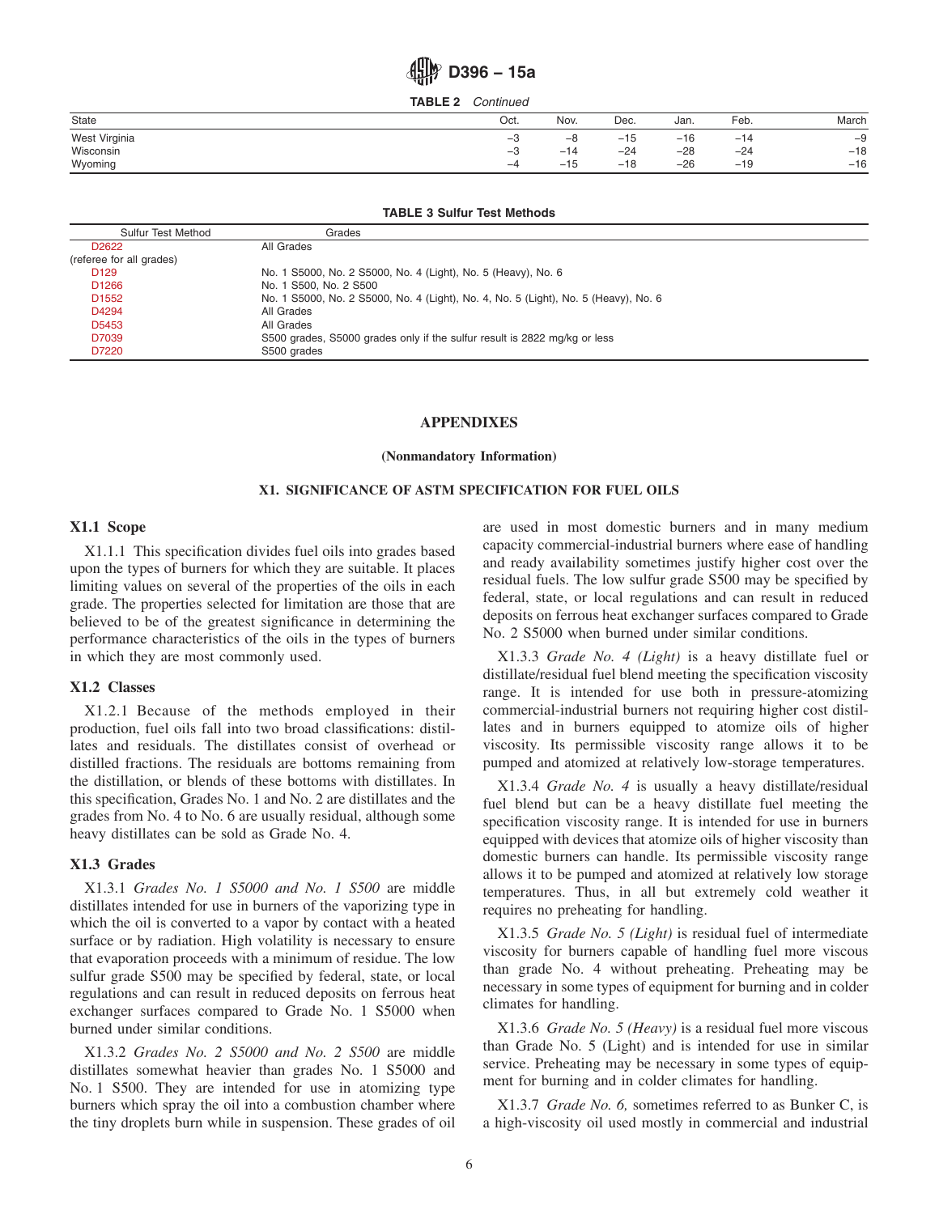**TABLE 2** *Continued*

| State | Oct. | Nov. | Dec. | Jan. | Feb. | March |
|---|---|---|---|---|---|---|
| West Virginia | −3 | −8 | −15 | −16 | −14 | −9 |
| Wisconsin | −3 | −14 | −24 | −28 | −24 | −18 |
| Wyoming | −4 | −15 | −18 | −26 | −19 | −16 |

**TABLE 3 Sulfur Test Methods**

| Sulfur Test Method | Grades |
|---|---|
| D2622 (referee for all grades) | All Grades |
| D129 | No. 1 S5000, No. 2 S5000, No. 4 (Light), No. 5 (Heavy), No. 6 |
| D1266 | No. 1 S500, No. 2 S500 |
| D1552 | No. 1 S5000, No. 2 S5000, No. 4 (Light), No. 4, No. 5 (Light), No. 5 (Heavy), No. 6 |
| D4294 | All Grades |
| D5453 | All Grades |
| D7039 | S500 grades, S5000 grades only if the sulfur result is 2822 mg/kg or less |
| D7220 | S500 grades |

# APPENDIXES

**(Nonmandatory Information)**

## X1. SIGNIFICANCE OF ASTM SPECIFICATION FOR FUEL OILS

### X1.1 Scope

X1.1.1 This specification divides fuel oils into grades based upon the types of burners for which they are suitable. It places limiting values on several of the properties of the oils in each grade. The properties selected for limitation are those that are believed to be of the greatest significance in determining the performance characteristics of the oils in the types of burners in which they are most commonly used.

### X1.2 Classes

X1.2.1 Because of the methods employed in their production, fuel oils fall into two broad classifications: distillates and residuals. The distillates consist of overhead or distilled fractions. The residuals are bottoms remaining from the distillation, or blends of these bottoms with distillates. In this specification, Grades No. 1 and No. 2 are distillates and the grades from No. 4 to No. 6 are usually residual, although some heavy distillates can be sold as Grade No. 4.

### X1.3 Grades

X1.3.1 *Grades No. 1 S5000 and No. 1 S500* are middle distillates intended for use in burners of the vaporizing type in which the oil is converted to a vapor by contact with a heated surface or by radiation. High volatility is necessary to ensure that evaporation proceeds with a minimum of residue. The low sulfur grade S500 may be specified by federal, state, or local regulations and can result in reduced deposits on ferrous heat exchanger surfaces compared to Grade No. 1 S5000 when burned under similar conditions.

X1.3.2 *Grades No. 2 S5000 and No. 2 S500* are middle distillates somewhat heavier than grades No. 1 S5000 and No. 1 S500. They are intended for use in atomizing type burners which spray the oil into a combustion chamber where the tiny droplets burn while in suspension. These grades of oil are used in most domestic burners and in many medium capacity commercial-industrial burners where ease of handling and ready availability sometimes justify higher cost over the residual fuels. The low sulfur grade S500 may be specified by federal, state, or local regulations and can result in reduced deposits on ferrous heat exchanger surfaces compared to Grade No. 2 S5000 when burned under similar conditions.

X1.3.3 *Grade No. 4 (Light)* is a heavy distillate fuel or distillate/residual fuel blend meeting the specification viscosity range. It is intended for use both in pressure-atomizing commercial-industrial burners not requiring higher cost distillates and in burners equipped to atomize oils of higher viscosity. Its permissible viscosity range allows it to be pumped and atomized at relatively low-storage temperatures.

X1.3.4 *Grade No. 4* is usually a heavy distillate/residual fuel blend but can be a heavy distillate fuel meeting the specification viscosity range. It is intended for use in burners equipped with devices that atomize oils of higher viscosity than domestic burners can handle. Its permissible viscosity range allows it to be pumped and atomized at relatively low storage temperatures. Thus, in all but extremely cold weather it requires no preheating for handling.

X1.3.5 *Grade No. 5 (Light)* is residual fuel of intermediate viscosity for burners capable of handling fuel more viscous than grade No. 4 without preheating. Preheating may be necessary in some types of equipment for burning and in colder climates for handling.

X1.3.6 *Grade No. 5 (Heavy)* is a residual fuel more viscous than Grade No. 5 (Light) and is intended for use in similar service. Preheating may be necessary in some types of equipment for burning and in colder climates for handling.

X1.3.7 *Grade No. 6,* sometimes referred to as Bunker C, is a high-viscosity oil used mostly in commercial and industrial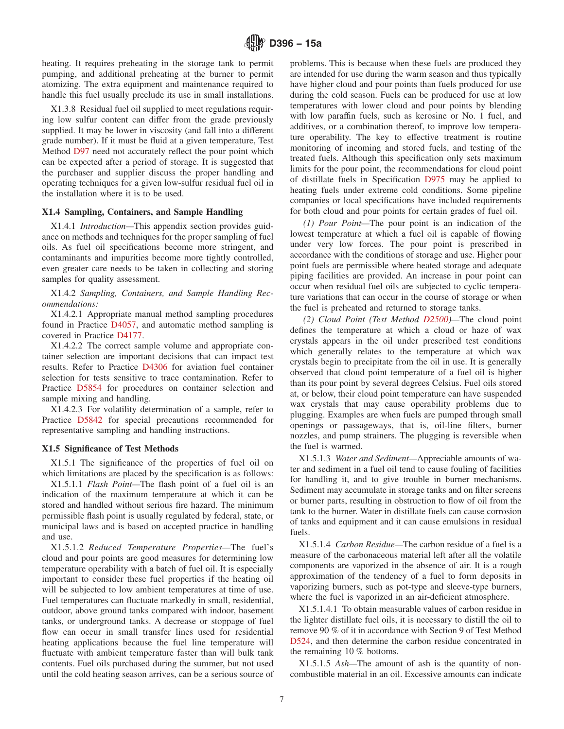heating. It requires preheating in the storage tank to permit pumping, and additional preheating at the burner to permit atomizing. The extra equipment and maintenance required to handle this fuel usually preclude its use in small installations.

X1.3.8 Residual fuel oil supplied to meet regulations requiring low sulfur content can differ from the grade previously supplied. It may be lower in viscosity (and fall into a different grade number). If it must be fluid at a given temperature, Test Method D97 need not accurately reflect the pour point which can be expected after a period of storage. It is suggested that the purchaser and supplier discuss the proper handling and operating techniques for a given low-sulfur residual fuel oil in the installation where it is to be used.

### X1.4 Sampling, Containers, and Sample Handling

X1.4.1 *Introduction*—This appendix section provides guidance on methods and techniques for the proper sampling of fuel oils. As fuel oil specifications become more stringent, and contaminants and impurities become more tightly controlled, even greater care needs to be taken in collecting and storing samples for quality assessment.

X1.4.2 *Sampling, Containers, and Sample Handling Recommendations:*

X1.4.2.1 Appropriate manual method sampling procedures found in Practice D4057, and automatic method sampling is covered in Practice D4177.

X1.4.2.2 The correct sample volume and appropriate container selection are important decisions that can impact test results. Refer to Practice D4306 for aviation fuel container selection for tests sensitive to trace contamination. Refer to Practice D5854 for procedures on container selection and sample mixing and handling.

X1.4.2.3 For volatility determination of a sample, refer to Practice D5842 for special precautions recommended for representative sampling and handling instructions.

### X1.5 Significance of Test Methods

X1.5.1 The significance of the properties of fuel oil on which limitations are placed by the specification is as follows:

X1.5.1.1 *Flash Point*—The flash point of a fuel oil is an indication of the maximum temperature at which it can be stored and handled without serious fire hazard. The minimum permissible flash point is usually regulated by federal, state, or municipal laws and is based on accepted practice in handling and use.

X1.5.1.2 *Reduced Temperature Properties*—The fuel's cloud and pour points are good measures for determining low temperature operability with a batch of fuel oil. It is especially important to consider these fuel properties if the heating oil will be subjected to low ambient temperatures at time of use. Fuel temperatures can fluctuate markedly in small, residential, outdoor, above ground tanks compared with indoor, basement tanks, or underground tanks. A decrease or stoppage of fuel flow can occur in small transfer lines used for residential heating applications because the fuel line temperature will fluctuate with ambient temperature faster than will bulk tank contents. Fuel oils purchased during the summer, but not used until the cold heating season arrives, can be a serious source of problems. This is because when these fuels are produced they are intended for use during the warm season and thus typically have higher cloud and pour points than fuels produced for use during the cold season. Fuels can be produced for use at low temperatures with lower cloud and pour points by blending with low paraffin fuels, such as kerosine or No. 1 fuel, and additives, or a combination thereof, to improve low temperature operability. The key to effective treatment is routine monitoring of incoming and stored fuels, and testing of the treated fuels. Although this specification only sets maximum limits for the pour point, the recommendations for cloud point of distillate fuels in Specification D975 may be applied to heating fuels under extreme cold conditions. Some pipeline companies or local specifications have included requirements for both cloud and pour points for certain grades of fuel oil.

*(1) Pour Point*—The pour point is an indication of the lowest temperature at which a fuel oil is capable of flowing under very low forces. The pour point is prescribed in accordance with the conditions of storage and use. Higher pour point fuels are permissible where heated storage and adequate piping facilities are provided. An increase in pour point can occur when residual fuel oils are subjected to cyclic temperature variations that can occur in the course of storage or when the fuel is preheated and returned to storage tanks.

*(2) Cloud Point (Test Method D2500)*—The cloud point defines the temperature at which a cloud or haze of wax crystals appears in the oil under prescribed test conditions which generally relates to the temperature at which wax crystals begin to precipitate from the oil in use. It is generally observed that cloud point temperature of a fuel oil is higher than its pour point by several degrees Celsius. Fuel oils stored at, or below, their cloud point temperature can have suspended wax crystals that may cause operability problems due to plugging. Examples are when fuels are pumped through small openings or passageways, that is, oil-line filters, burner nozzles, and pump strainers. The plugging is reversible when the fuel is warmed.

X1.5.1.3 *Water and Sediment*—Appreciable amounts of water and sediment in a fuel oil tend to cause fouling of facilities for handling it, and to give trouble in burner mechanisms. Sediment may accumulate in storage tanks and on filter screens or burner parts, resulting in obstruction to flow of oil from the tank to the burner. Water in distillate fuels can cause corrosion of tanks and equipment and it can cause emulsions in residual fuels.

X1.5.1.4 *Carbon Residue*—The carbon residue of a fuel is a measure of the carbonaceous material left after all the volatile components are vaporized in the absence of air. It is a rough approximation of the tendency of a fuel to form deposits in vaporizing burners, such as pot-type and sleeve-type burners, where the fuel is vaporized in an air-deficient atmosphere.

X1.5.1.4.1 To obtain measurable values of carbon residue in the lighter distillate fuel oils, it is necessary to distill the oil to remove 90 % of it in accordance with Section 9 of Test Method D524, and then determine the carbon residue concentrated in the remaining 10 % bottoms.

X1.5.1.5 *Ash*—The amount of ash is the quantity of noncombustible material in an oil. Excessive amounts can indicate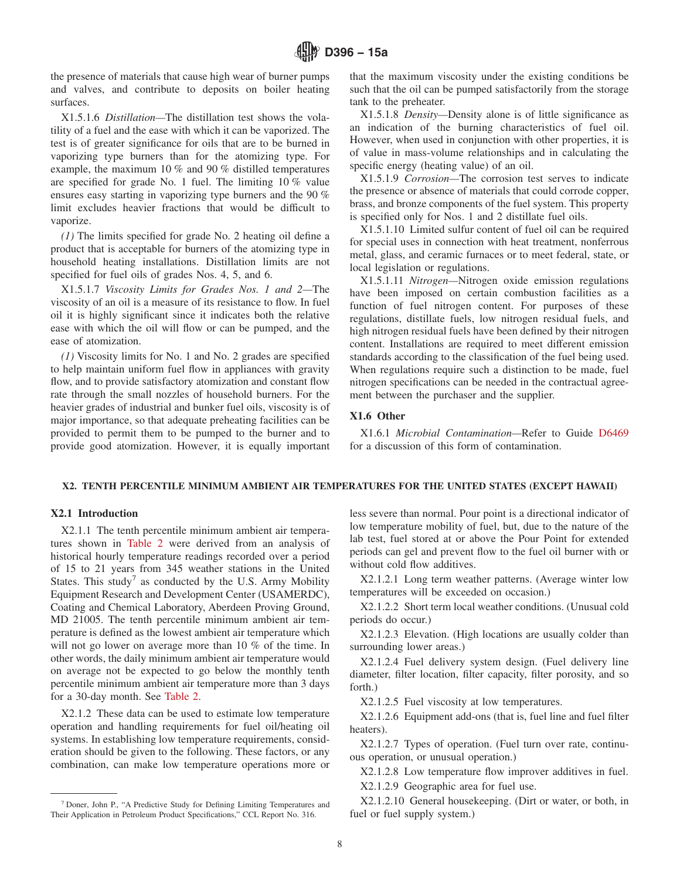the presence of materials that cause high wear of burner pumps and valves, and contribute to deposits on boiler heating surfaces.

X1.5.1.6 *Distillation*—The distillation test shows the volatility of a fuel and the ease with which it can be vaporized. The test is of greater significance for oils that are to be burned in vaporizing type burners than for the atomizing type. For example, the maximum 10 % and 90 % distilled temperatures are specified for grade No. 1 fuel. The limiting 10 % value ensures easy starting in vaporizing type burners and the 90 % limit excludes heavier fractions that would be difficult to vaporize.

*(1)* The limits specified for grade No. 2 heating oil define a product that is acceptable for burners of the atomizing type in household heating installations. Distillation limits are not specified for fuel oils of grades Nos. 4, 5, and 6.

X1.5.1.7 *Viscosity Limits for Grades Nos. 1 and 2*—The viscosity of an oil is a measure of its resistance to flow. In fuel oil it is highly significant since it indicates both the relative ease with which the oil will flow or can be pumped, and the ease of atomization.

*(1)* Viscosity limits for No. 1 and No. 2 grades are specified to help maintain uniform fuel flow in appliances with gravity flow, and to provide satisfactory atomization and constant flow rate through the small nozzles of household burners. For the heavier grades of industrial and bunker fuel oils, viscosity is of major importance, so that adequate preheating facilities can be provided to permit them to be pumped to the burner and to provide good atomization. However, it is equally important that the maximum viscosity under the existing conditions be such that the oil can be pumped satisfactorily from the storage tank to the preheater.

X1.5.1.8 *Density*—Density alone is of little significance as an indication of the burning characteristics of fuel oil. However, when used in conjunction with other properties, it is of value in mass-volume relationships and in calculating the specific energy (heating value) of an oil.

X1.5.1.9 *Corrosion*—The corrosion test serves to indicate the presence or absence of materials that could corrode copper, brass, and bronze components of the fuel system. This property is specified only for Nos. 1 and 2 distillate fuel oils.

X1.5.1.10 Limited sulfur content of fuel oil can be required for special uses in connection with heat treatment, nonferrous metal, glass, and ceramic furnaces or to meet federal, state, or local legislation or regulations.

X1.5.1.11 *Nitrogen*—Nitrogen oxide emission regulations have been imposed on certain combustion facilities as a function of fuel nitrogen content. For purposes of these regulations, distillate fuels, low nitrogen residual fuels, and high nitrogen residual fuels have been defined by their nitrogen content. Installations are required to meet different emission standards according to the classification of the fuel being used. When regulations require such a distinction to be made, fuel nitrogen specifications can be needed in the contractual agreement between the purchaser and the supplier.

### X1.6 Other

X1.6.1 *Microbial Contamination*—Refer to Guide D6469 for a discussion of this form of contamination.

## X2. TENTH PERCENTILE MINIMUM AMBIENT AIR TEMPERATURES FOR THE UNITED STATES (EXCEPT HAWAII)

### X2.1 Introduction

X2.1.1 The tenth percentile minimum ambient air temperatures shown in Table 2 were derived from an analysis of historical hourly temperature readings recorded over a period of 15 to 21 years from 345 weather stations in the United States. This study[7] as conducted by the U.S. Army Mobility Equipment Research and Development Center (USAMERDC), Coating and Chemical Laboratory, Aberdeen Proving Ground, MD 21005. The tenth percentile minimum ambient air temperature is defined as the lowest ambient air temperature which will not go lower on average more than 10 % of the time. In other words, the daily minimum ambient air temperature would on average not be expected to go below the monthly tenth percentile minimum ambient air temperature more than 3 days for a 30-day month. See Table 2.

X2.1.2 These data can be used to estimate low temperature operation and handling requirements for fuel oil/heating oil systems. In establishing low temperature requirements, consideration should be given to the following. These factors, or any combination, can make low temperature operations more or less severe than normal. Pour point is a directional indicator of low temperature mobility of fuel, but, due to the nature of the lab test, fuel stored at or above the Pour Point for extended periods can gel and prevent flow to the fuel oil burner with or without cold flow additives.

X2.1.2.1 Long term weather patterns. (Average winter low temperatures will be exceeded on occasion.)

X2.1.2.2 Short term local weather conditions. (Unusual cold periods do occur.)

X2.1.2.3 Elevation. (High locations are usually colder than surrounding lower areas.)

X2.1.2.4 Fuel delivery system design. (Fuel delivery line diameter, filter location, filter capacity, filter porosity, and so forth.)

X2.1.2.5 Fuel viscosity at low temperatures.

X2.1.2.6 Equipment add-ons (that is, fuel line and fuel filter heaters).

X2.1.2.7 Types of operation. (Fuel turn over rate, continuous operation, or unusual operation.)

X2.1.2.8 Low temperature flow improver additives in fuel.

X2.1.2.9 Geographic area for fuel use.

X2.1.2.10 General housekeeping. (Dirt or water, or both, in fuel or fuel supply system.)

---

[7] Doner, John P., "A Predictive Study for Defining Limiting Temperatures and Their Application in Petroleum Product Specifications," CCL Report No. 316.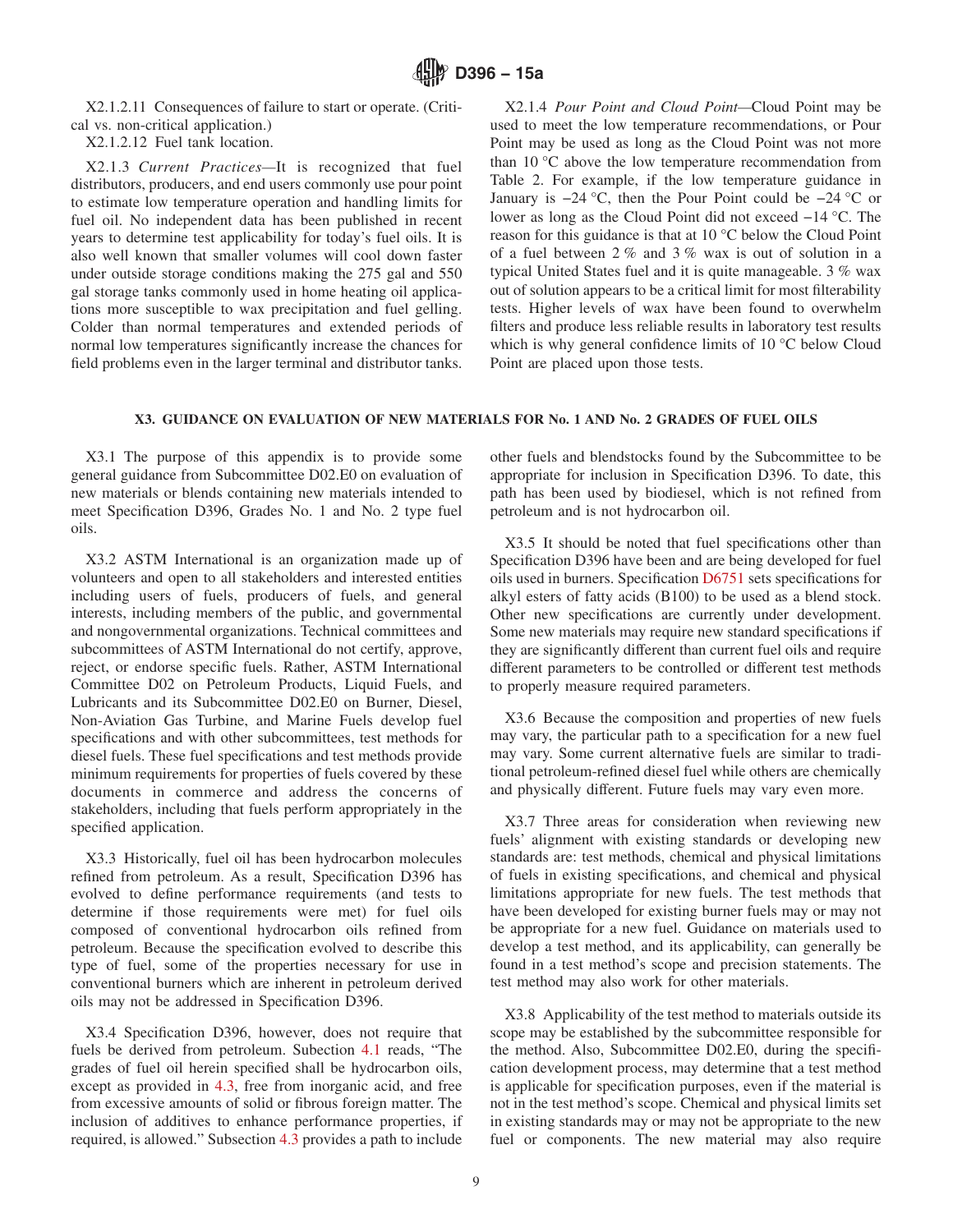X2.1.2.11 Consequences of failure to start or operate. (Critical vs. non-critical application.)

X2.1.2.12 Fuel tank location.

X2.1.3 *Current Practices*—It is recognized that fuel distributors, producers, and end users commonly use pour point to estimate low temperature operation and handling limits for fuel oil. No independent data has been published in recent years to determine test applicability for today's fuel oils. It is also well known that smaller volumes will cool down faster under outside storage conditions making the 275 gal and 550 gal storage tanks commonly used in home heating oil applications more susceptible to wax precipitation and fuel gelling. Colder than normal temperatures and extended periods of normal low temperatures significantly increase the chances for field problems even in the larger terminal and distributor tanks.

X2.1.4 *Pour Point and Cloud Point*—Cloud Point may be used to meet the low temperature recommendations, or Pour Point may be used as long as the Cloud Point was not more than 10 °C above the low temperature recommendation from Table 2. For example, if the low temperature guidance in January is −24 °C, then the Pour Point could be −24 °C or lower as long as the Cloud Point did not exceed −14 °C. The reason for this guidance is that at 10 °C below the Cloud Point of a fuel between 2 % and 3 % wax is out of solution in a typical United States fuel and it is quite manageable. 3 % wax out of solution appears to be a critical limit for most filterability tests. Higher levels of wax have been found to overwhelm filters and produce less reliable results in laboratory test results which is why general confidence limits of 10 °C below Cloud Point are placed upon those tests.

## X3. GUIDANCE ON EVALUATION OF NEW MATERIALS FOR No. 1 AND No. 2 GRADES OF FUEL OILS

X3.1 The purpose of this appendix is to provide some general guidance from Subcommittee D02.E0 on evaluation of new materials or blends containing new materials intended to meet Specification D396, Grades No. 1 and No. 2 type fuel oils.

X3.2 ASTM International is an organization made up of volunteers and open to all stakeholders and interested entities including users of fuels, producers of fuels, and general interests, including members of the public, and governmental and nongovernmental organizations. Technical committees and subcommittees of ASTM International do not certify, approve, reject, or endorse specific fuels. Rather, ASTM International Committee D02 on Petroleum Products, Liquid Fuels, and Lubricants and its Subcommittee D02.E0 on Burner, Diesel, Non-Aviation Gas Turbine, and Marine Fuels develop fuel specifications and with other subcommittees, test methods for diesel fuels. These fuel specifications and test methods provide minimum requirements for properties of fuels covered by these documents in commerce and address the concerns of stakeholders, including that fuels perform appropriately in the specified application.

X3.3 Historically, fuel oil has been hydrocarbon molecules refined from petroleum. As a result, Specification D396 has evolved to define performance requirements (and tests to determine if those requirements were met) for fuel oils composed of conventional hydrocarbon oils refined from petroleum. Because the specification evolved to describe this type of fuel, some of the properties necessary for use in conventional burners which are inherent in petroleum derived oils may not be addressed in Specification D396.

X3.4 Specification D396, however, does not require that fuels be derived from petroleum. Subection 4.1 reads, "The grades of fuel oil herein specified shall be hydrocarbon oils, except as provided in 4.3, free from inorganic acid, and free from excessive amounts of solid or fibrous foreign matter. The inclusion of additives to enhance performance properties, if required, is allowed." Subsection 4.3 provides a path to include other fuels and blendstocks found by the Subcommittee to be appropriate for inclusion in Specification D396. To date, this path has been used by biodiesel, which is not refined from petroleum and is not hydrocarbon oil.

X3.5 It should be noted that fuel specifications other than Specification D396 have been and are being developed for fuel oils used in burners. Specification D6751 sets specifications for alkyl esters of fatty acids (B100) to be used as a blend stock. Other new specifications are currently under development. Some new materials may require new standard specifications if they are significantly different than current fuel oils and require different parameters to be controlled or different test methods to properly measure required parameters.

X3.6 Because the composition and properties of new fuels may vary, the particular path to a specification for a new fuel may vary. Some current alternative fuels are similar to traditional petroleum-refined diesel fuel while others are chemically and physically different. Future fuels may vary even more.

X3.7 Three areas for consideration when reviewing new fuels' alignment with existing standards or developing new standards are: test methods, chemical and physical limitations of fuels in existing specifications, and chemical and physical limitations appropriate for new fuels. The test methods that have been developed for existing burner fuels may or may not be appropriate for a new fuel. Guidance on materials used to develop a test method, and its applicability, can generally be found in a test method's scope and precision statements. The test method may also work for other materials.

X3.8 Applicability of the test method to materials outside its scope may be established by the subcommittee responsible for the method. Also, Subcommittee D02.E0, during the specification development process, may determine that a test method is applicable for specification purposes, even if the material is not in the test method's scope. Chemical and physical limits set in existing standards may or may not be appropriate to the new fuel or components. The new material may also require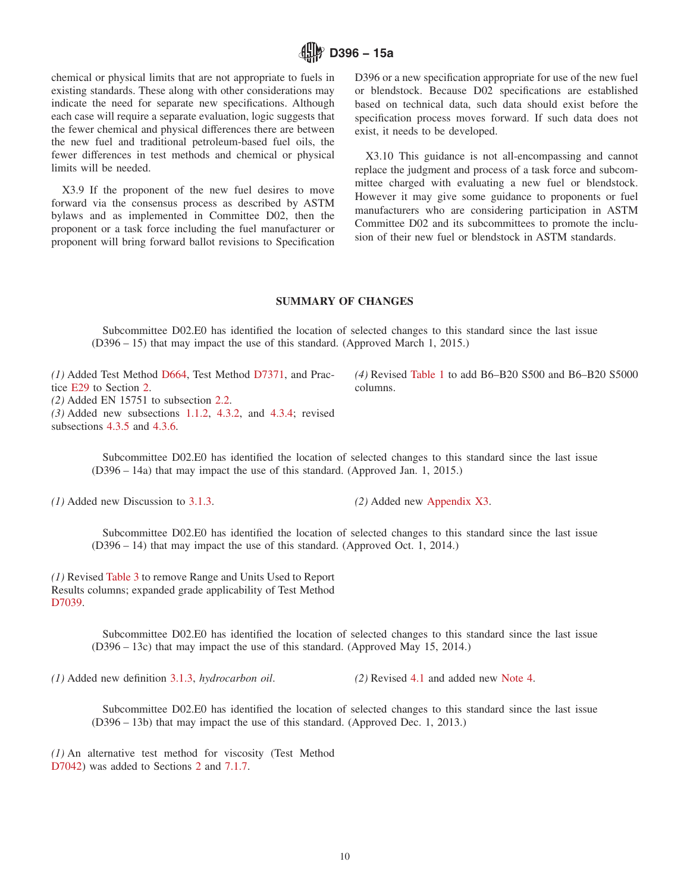chemical or physical limits that are not appropriate to fuels in existing standards. These along with other considerations may indicate the need for separate new specifications. Although each case will require a separate evaluation, logic suggests that the fewer chemical and physical differences there are between the new fuel and traditional petroleum-based fuel oils, the fewer differences in test methods and chemical or physical limits will be needed.

X3.9 If the proponent of the new fuel desires to move forward via the consensus process as described by ASTM bylaws and as implemented in Committee D02, then the proponent or a task force including the fuel manufacturer or proponent will bring forward ballot revisions to Specification D396 or a new specification appropriate for use of the new fuel or blendstock. Because D02 specifications are established based on technical data, such data should exist before the specification process moves forward. If such data does not exist, it needs to be developed.

X3.10 This guidance is not all-encompassing and cannot replace the judgment and process of a task force and subcommittee charged with evaluating a new fuel or blendstock. However it may give some guidance to proponents or fuel manufacturers who are considering participation in ASTM Committee D02 and its subcommittees to promote the inclusion of their new fuel or blendstock in ASTM standards.

## SUMMARY OF CHANGES

Subcommittee D02.E0 has identified the location of selected changes to this standard since the last issue (D396 – 15) that may impact the use of this standard. (Approved March 1, 2015.)

*(1)* Added Test Method D664, Test Method D7371, and Practice E29 to Section 2.
*(2)* Added EN 15751 to subsection 2.2.
*(3)* Added new subsections 1.1.2, 4.3.2, and 4.3.4; revised subsections 4.3.5 and 4.3.6.
*(4)* Revised Table 1 to add B6–B20 S500 and B6–B20 S5000 columns.

Subcommittee D02.E0 has identified the location of selected changes to this standard since the last issue (D396 – 14a) that may impact the use of this standard. (Approved Jan. 1, 2015.)

*(1)* Added new Discussion to 3.1.3.
*(2)* Added new Appendix X3.

Subcommittee D02.E0 has identified the location of selected changes to this standard since the last issue (D396 – 14) that may impact the use of this standard. (Approved Oct. 1, 2014.)

*(1)* Revised Table 3 to remove Range and Units Used to Report Results columns; expanded grade applicability of Test Method D7039.

Subcommittee D02.E0 has identified the location of selected changes to this standard since the last issue (D396 – 13c) that may impact the use of this standard. (Approved May 15, 2014.)

*(1)* Added new definition 3.1.3, *hydrocarbon oil*.
*(2)* Revised 4.1 and added new Note 4.

Subcommittee D02.E0 has identified the location of selected changes to this standard since the last issue (D396 – 13b) that may impact the use of this standard. (Approved Dec. 1, 2013.)

*(1)* An alternative test method for viscosity (Test Method D7042) was added to Sections 2 and 7.1.7.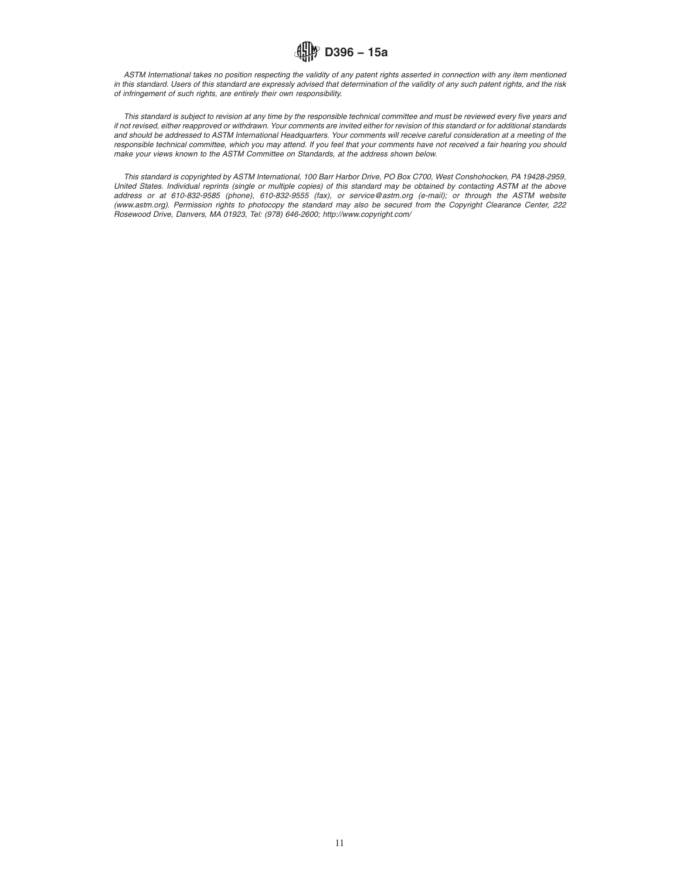*ASTM International takes no position respecting the validity of any patent rights asserted in connection with any item mentioned in this standard. Users of this standard are expressly advised that determination of the validity of any such patent rights, and the risk of infringement of such rights, are entirely their own responsibility.*

*This standard is subject to revision at any time by the responsible technical committee and must be reviewed every five years and if not revised, either reapproved or withdrawn. Your comments are invited either for revision of this standard or for additional standards and should be addressed to ASTM International Headquarters. Your comments will receive careful consideration at a meeting of the responsible technical committee, which you may attend. If you feel that your comments have not received a fair hearing you should make your views known to the ASTM Committee on Standards, at the address shown below.*

*This standard is copyrighted by ASTM International, 100 Barr Harbor Drive, PO Box C700, West Conshohocken, PA 19428-2959, United States. Individual reprints (single or multiple copies) of this standard may be obtained by contacting ASTM at the above address or at 610-832-9585 (phone), 610-832-9555 (fax), or service@astm.org (e-mail); or through the ASTM website (www.astm.org). Permission rights to photocopy the standard may also be secured from the Copyright Clearance Center, 222 Rosewood Drive, Danvers, MA 01923, Tel: (978) 646-2600; http://www.copyright.com/*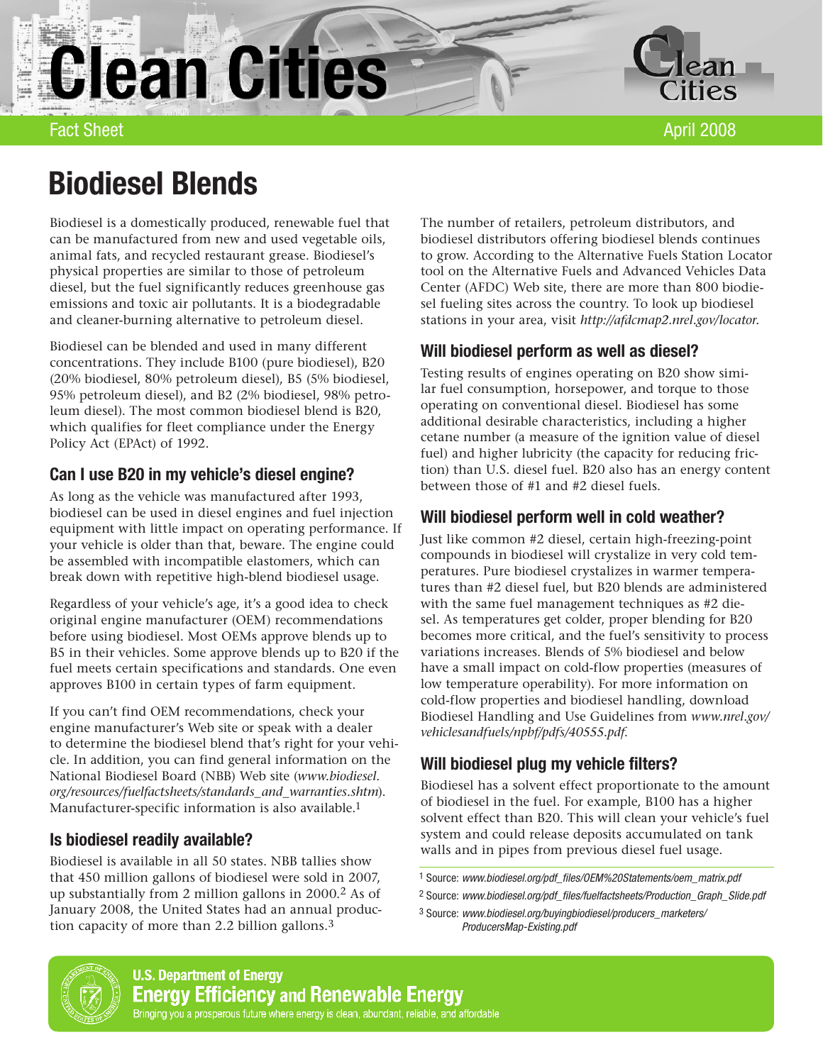# Clean Cities

Fact Sheet April 2008

# Biodiesel Blends

Biodiesel is a domestically produced, renewable fuel that can be manufactured from new and used vegetable oils, animal fats, and recycled restaurant grease. Biodiesel's physical properties are similar to those of petroleum diesel, but the fuel significantly reduces greenhouse gas emissions and toxic air pollutants. It is a biodegradable and cleaner-burning alternative to petroleum diesel.

Biodiesel can be blended and used in many different concentrations. They include B100 (pure biodiesel), B20 (20% biodiesel, 80% petroleum diesel), B5 (5% biodiesel, 95% petroleum diesel), and B2 (2% biodiesel, 98% petroleum diesel). The most common biodiesel blend is B20, which qualifies for fleet compliance under the Energy Policy Act (EPAct) of 1992.

## Can I use B20 in my vehicle's diesel engine?

As long as the vehicle was manufactured after 1993, biodiesel can be used in diesel engines and fuel injection equipment with little impact on operating performance. If your vehicle is older than that, beware. The engine could be assembled with incompatible elastomers, which can break down with repetitive high-blend biodiesel usage.

Regardless of your vehicle's age, it's a good idea to check original engine manufacturer (OEM) recommendations before using biodiesel. Most OEMs approve blends up to B5 in their vehicles. Some approve blends up to B20 if the fuel meets certain specifications and standards. One even approves B100 in certain types of farm equipment.

If you can't find OEM recommendations, check your engine manufacturer's Web site or speak with a dealer to determine the biodiesel blend that's right for your vehicle. In addition, you can find general information on the National Biodiesel Board (NBB) Web site (*www.biodiesel.org/resources/fuelfactsheets/standards_and_warranties.shtm*). Manufacturer-specific information is also available.[1]

## Is biodiesel readily available?

Biodiesel is available in all 50 states. NBB tallies show that 450 million gallons of biodiesel were sold in 2007, up substantially from 2 million gallons in 2000.[2] As of January 2008, the United States had an annual production capacity of more than 2.2 billion gallons.[3]

The number of retailers, petroleum distributors, and biodiesel distributors offering biodiesel blends continues to grow. According to the Alternative Fuels Station Locator tool on the Alternative Fuels and Advanced Vehicles Data Center (AFDC) Web site, there are more than 800 biodiesel fueling sites across the country. To look up biodiesel stations in your area, visit *http://afdcmap2.nrel.gov/locator.*

## Will biodiesel perform as well as diesel?

Testing results of engines operating on B20 show similar fuel consumption, horsepower, and torque to those operating on conventional diesel. Biodiesel has some additional desirable characteristics, including a higher cetane number (a measure of the ignition value of diesel fuel) and higher lubricity (the capacity for reducing friction) than U.S. diesel fuel. B20 also has an energy content between those of #1 and #2 diesel fuels.

## Will biodiesel perform well in cold weather?

Just like common #2 diesel, certain high-freezing-point compounds in biodiesel will crystalize in very cold temperatures. Pure biodiesel crystalizes in warmer temperatures than #2 diesel fuel, but B20 blends are administered with the same fuel management techniques as #2 diesel. As temperatures get colder, proper blending for B20 becomes more critical, and the fuel's sensitivity to process variations increases. Blends of 5% biodiesel and below have a small impact on cold-flow properties (measures of low temperature operability). For more information on cold-flow properties and biodiesel handling, download Biodiesel Handling and Use Guidelines from *www.nrel.gov/vehiclesandfuels/npbf/pdfs/40555.pdf.*

## Will biodiesel plug my vehicle filters?

Biodiesel has a solvent effect proportionate to the amount of biodiesel in the fuel. For example, B100 has a higher solvent effect than B20. This will clean your vehicle's fuel system and could release deposits accumulated on tank walls and in pipes from previous diesel fuel usage.

[1] Source: *www.biodiesel.org/pdf_files/OEM%20Statements/oem_matrix.pdf*

[2] Source: *www.biodiesel.org/pdf_files/fuelfactsheets/Production_Graph_Slide.pdf*

[3] Source: *www.biodiesel.org/buyingbiodiesel/producers_marketers/ProducersMap-Existing.pdf*

U.S. Department of Energy
Energy Efficiency and Renewable Energy
Bringing you a prosperous future where energy is clean, abundant, reliable, and affordable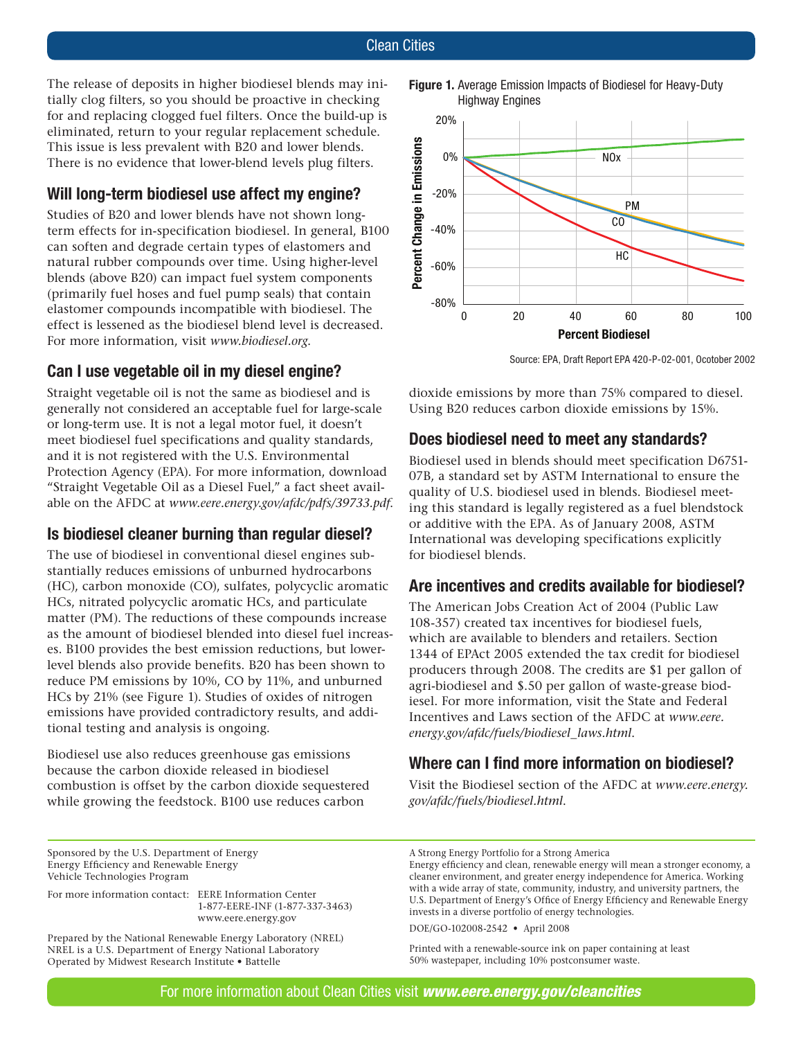The release of deposits in higher biodiesel blends may initially clog filters, so you should be proactive in checking for and replacing clogged fuel filters. Once the build-up is eliminated, return to your regular replacement schedule. This issue is less prevalent with B20 and lower blends. There is no evidence that lower-blend levels plug filters.

## Will long-term biodiesel use affect my engine?

Studies of B20 and lower blends have not shown long-term effects for in-specification biodiesel. In general, B100 can soften and degrade certain types of elastomers and natural rubber compounds over time. Using higher-level blends (above B20) can impact fuel system components (primarily fuel hoses and fuel pump seals) that contain elastomer compounds incompatible with biodiesel. The effect is lessened as the biodiesel blend level is decreased. For more information, visit *www.biodiesel.org*.

## Can I use vegetable oil in my diesel engine?

Straight vegetable oil is not the same as biodiesel and is generally not considered an acceptable fuel for large-scale or long-term use. It is not a legal motor fuel, it doesn't meet biodiesel fuel specifications and quality standards, and it is not registered with the U.S. Environmental Protection Agency (EPA). For more information, download "Straight Vegetable Oil as a Diesel Fuel," a fact sheet available on the AFDC at *www.eere.energy.gov/afdc/pdfs/39733.pdf*.

## Is biodiesel cleaner burning than regular diesel?

The use of biodiesel in conventional diesel engines substantially reduces emissions of unburned hydrocarbons (HC), carbon monoxide (CO), sulfates, polycyclic aromatic HCs, nitrated polycyclic aromatic HCs, and particulate matter (PM). The reductions of these compounds increase as the amount of biodiesel blended into diesel fuel increases. B100 provides the best emission reductions, but lower-level blends also provide benefits. B20 has been shown to reduce PM emissions by 10%, CO by 11%, and unburned HCs by 21% (see Figure 1). Studies of oxides of nitrogen emissions have provided contradictory results, and additional testing and analysis is ongoing.

**Figure 1.** Average Emission Impacts of Biodiesel for Heavy-Duty Highway Engines

Source: EPA, Draft Report EPA 420-P-02-001, Ocotober 2002

Biodiesel use also reduces greenhouse gas emissions because the carbon dioxide released in biodiesel combustion is offset by the carbon dioxide sequestered while growing the feedstock. B100 use reduces carbon dioxide emissions by more than 75% compared to diesel. Using B20 reduces carbon dioxide emissions by 15%.

## Does biodiesel need to meet any standards?

Biodiesel used in blends should meet specification D6751-07B, a standard set by ASTM International to ensure the quality of U.S. biodiesel used in blends. Biodiesel meeting this standard is legally registered as a fuel blendstock or additive with the EPA. As of January 2008, ASTM International was developing specifications explicitly for biodiesel blends.

## Are incentives and credits available for biodiesel?

The American Jobs Creation Act of 2004 (Public Law 108-357) created tax incentives for biodiesel fuels, which are available to blenders and retailers. Section 1344 of EPAct 2005 extended the tax credit for biodiesel producers through 2008. The credits are $1 per gallon of agri-biodiesel and $.50 per gallon of waste-grease biodiesel. For more information, visit the State and Federal Incentives and Laws section of the AFDC at *www.eere.energy.gov/afdc/fuels/biodiesel_laws.html*.

## Where can I find more information on biodiesel?

Visit the Biodiesel section of the AFDC at *www.eere.energy.gov/afdc/fuels/biodiesel.html*.

---

Sponsored by the U.S. Department of Energy
Energy Efficiency and Renewable Energy
Vehicle Technologies Program

For more information contact: EERE Information Center
1-877-EERE-INF (1-877-337-3463)
www.eere.energy.gov

Prepared by the National Renewable Energy Laboratory (NREL)
NREL is a U.S. Department of Energy National Laboratory
Operated by Midwest Research Institute • Battelle

A Strong Energy Portfolio for a Strong America
Energy efficiency and clean, renewable energy will mean a stronger economy, a cleaner environment, and greater energy independence for America. Working with a wide array of state, community, industry, and university partners, the U.S. Department of Energy's Office of Energy Efficiency and Renewable Energy invests in a diverse portfolio of energy technologies.

DOE/GO-102008-2542 • April 2008

Printed with a renewable-source ink on paper containing at least 50% wastepaper, including 10% postconsumer waste.

For more information about Clean Cities visit ***www.eere.energy.gov/cleancities***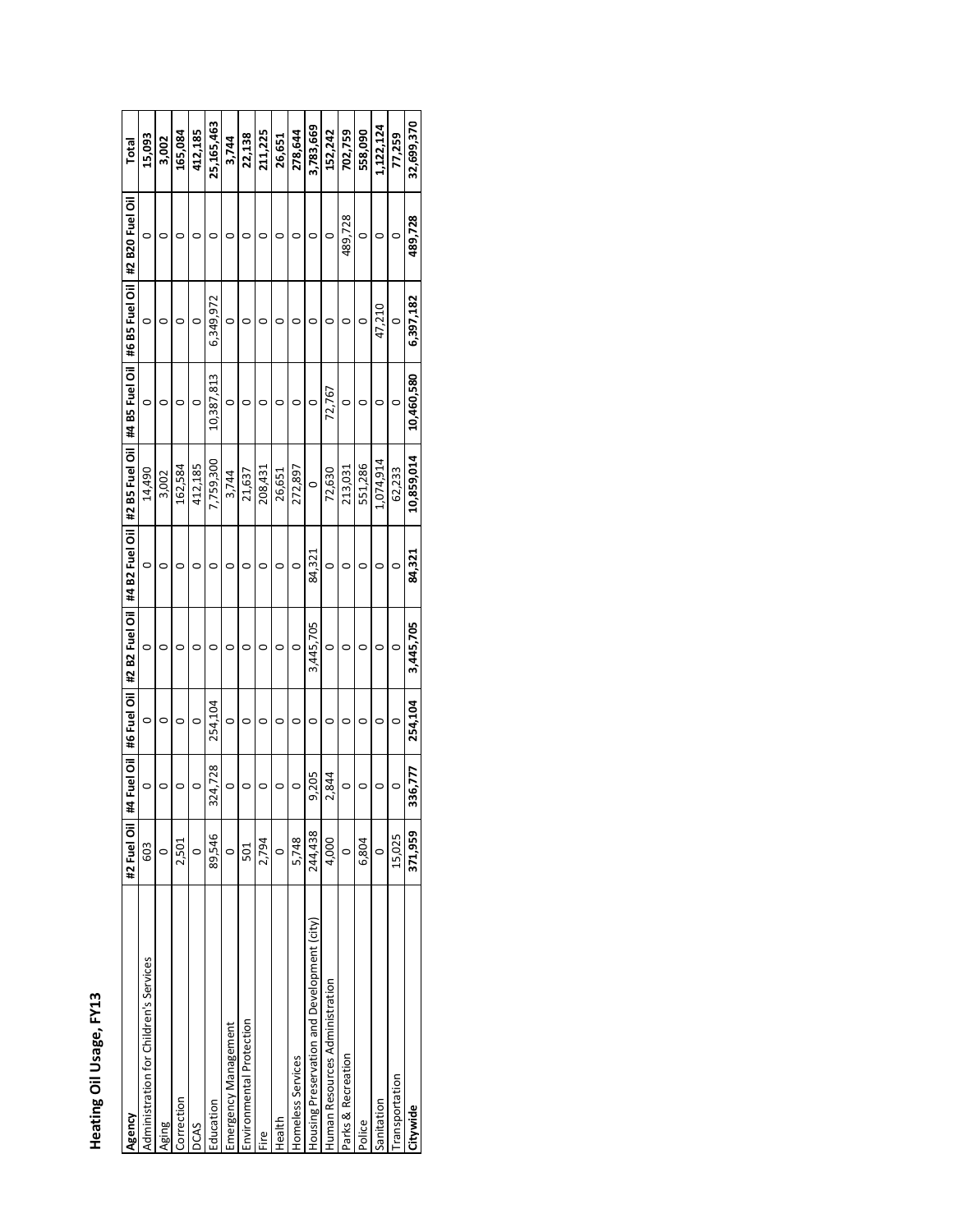## Heating Oil Usage, FY13

| Agency | #2 Fuel Oil | #4 Fuel Oil | #6 Fuel Oil | #2 B2 Fuel Oil | #4 B2 Fuel Oil | #2 B5 Fuel Oil | #4 B5 Fuel Oil | #6 B5 Fuel Oil | #2 B20 Fuel Oil | Total |
|---|---|---|---|---|---|---|---|---|---|---|
| Administration for Children's Services | 603 | 0 | 0 | 0 | 0 | 14,490 | 0 | 0 | 0 | **15,093** |
| Aging | 0 | 0 | 0 | 0 | 0 | 3,002 | 0 | 0 | 0 | **3,002** |
| Correction | 2,501 | 0 | 0 | 0 | 0 | 162,584 | 0 | 0 | 0 | **165,084** |
| DCAS | 0 | 0 | 0 | 0 | 0 | 412,185 | 0 | 0 | 0 | **412,185** |
| Education | 89,546 | 324,728 | 254,104 | 0 | 0 | 7,759,300 | 10,387,813 | 6,349,972 | 0 | **25,165,463** |
| Emergency Management | 0 | 0 | 0 | 0 | 0 | 3,744 | 0 | 0 | 0 | **3,744** |
| Environmental Protection | 501 | 0 | 0 | 0 | 0 | 21,637 | 0 | 0 | 0 | **22,138** |
| Fire | 2,794 | 0 | 0 | 0 | 0 | 208,431 | 0 | 0 | 0 | **211,225** |
| Health | 0 | 0 | 0 | 0 | 0 | 26,651 | 0 | 0 | 0 | **26,651** |
| Homeless Services | 5,748 | 0 | 0 | 0 | 0 | 272,897 | 0 | 0 | 0 | **278,644** |
| Housing Preservation and Development (city) | 244,438 | 9,205 | 0 | 3,445,705 | 84,321 | 0 | 0 | 0 | 0 | **3,783,669** |
| Human Resources Administration | 4,000 | 2,844 | 0 | 0 | 0 | 72,630 | 72,767 | 0 | 0 | **152,242** |
| Parks & Recreation | 0 | 0 | 0 | 0 | 0 | 213,031 | 0 | 0 | 489,728 | **702,759** |
| Police | 6,804 | 0 | 0 | 0 | 0 | 551,286 | 0 | 0 | 0 | **558,090** |
| Sanitation | 0 | 0 | 0 | 0 | 0 | 1,074,914 | 0 | 47,210 | 0 | **1,122,124** |
| Transportation | 15,025 | 0 | 0 | 0 | 0 | 62,233 | 0 | 0 | 0 | **77,259** |
| **Citywide** | **371,959** | **336,777** | **254,104** | **3,445,705** | **84,321** | **10,859,014** | **10,460,580** | **6,397,182** | **489,728** | **32,699,370** |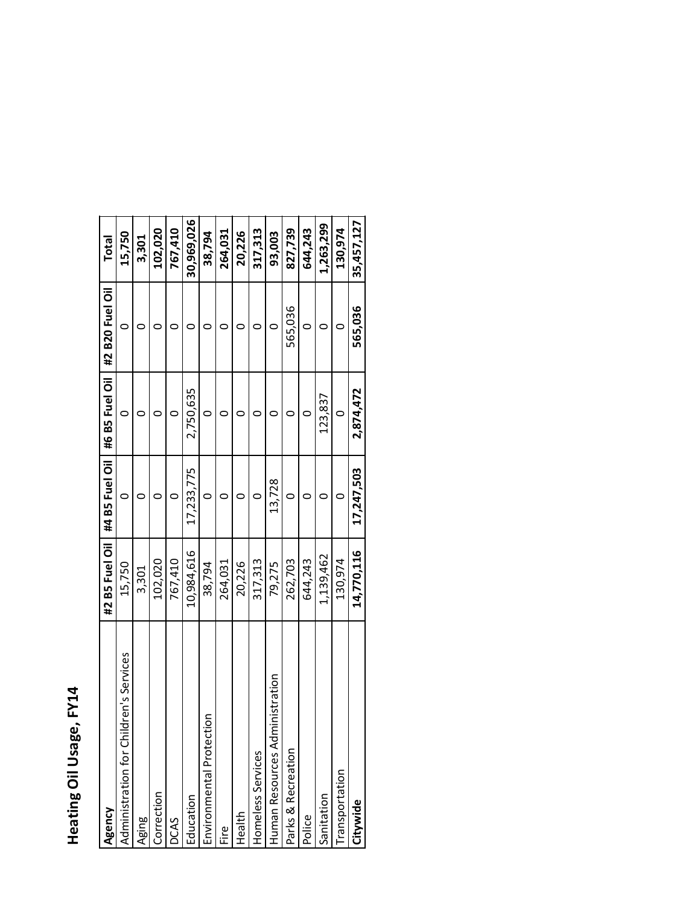# Heating Oil Usage, FY14

| Agency | #2 B5 Fuel Oil | #4 B5 Fuel Oil | #6 B5 Fuel Oil | #2 B20 Fuel Oil | Total |
|---|---|---|---|---|---|
| Administration for Children's Services | 15,750 | 0 | 0 | 0 | **15,750** |
| Aging | 3,301 | 0 | 0 | 0 | **3,301** |
| Correction | 102,020 | 0 | 0 | 0 | **102,020** |
| DCAS | 767,410 | 0 | 0 | 0 | **767,410** |
| Education | 10,984,616 | 17,233,775 | 2,750,635 | 0 | **30,969,026** |
| Environmental Protection | 38,794 | 0 | 0 | 0 | **38,794** |
| Fire | 264,031 | 0 | 0 | 0 | **264,031** |
| Health | 20,226 | 0 | 0 | 0 | **20,226** |
| Homeless Services | 317,313 | 0 | 0 | 0 | **317,313** |
| Human Resources Administration | 79,275 | 13,728 | 0 | 0 | **93,003** |
| Parks & Recreation | 262,703 | 0 | 0 | 565,036 | **827,739** |
| Police | 644,243 | 0 | 0 | 0 | **644,243** |
| Sanitation | 1,139,462 | 0 | 123,837 | 0 | **1,263,299** |
| Transportation | 130,974 | 0 | 0 | 0 | **130,974** |
| **Citywide** | **14,770,116** | **17,247,503** | **2,874,472** | **565,036** | **35,457,127** |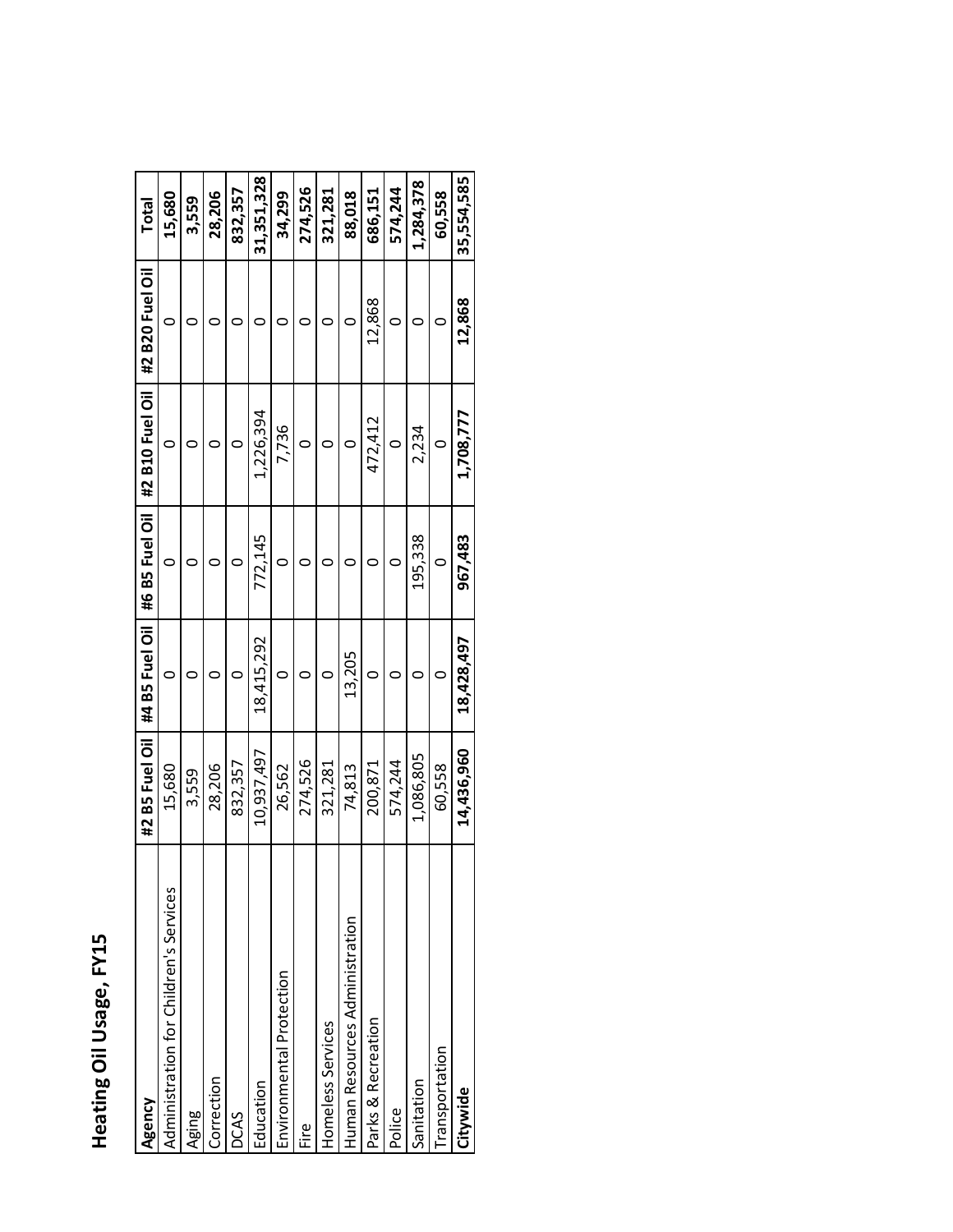# Heating Oil Usage, FY15

| Agency | #2 B5 Fuel Oil | #4 B5 Fuel Oil | #6 B5 Fuel Oil | #2 B10 Fuel Oil | #2 B20 Fuel Oil | Total |
|---|---|---|---|---|---|---|
| Administration for Children's Services | 15,680 | 0 | 0 | 0 | 0 | **15,680** |
| Aging | 3,559 | 0 | 0 | 0 | 0 | **3,559** |
| Correction | 28,206 | 0 | 0 | 0 | 0 | **28,206** |
| DCAS | 832,357 | 0 | 0 | 0 | 0 | **832,357** |
| Education | 10,937,497 | 18,415,292 | 772,145 | 1,226,394 | 0 | **31,351,328** |
| Environmental Protection | 26,562 | 0 | 0 | 7,736 | 0 | **34,299** |
| Fire | 274,526 | 0 | 0 | 0 | 0 | **274,526** |
| Homeless Services | 321,281 | 0 | 0 | 0 | 0 | **321,281** |
| Human Resources Administration | 74,813 | 13,205 | 0 | 0 | 0 | **88,018** |
| Parks & Recreation | 200,871 | 0 | 0 | 472,412 | 12,868 | **686,151** |
| Police | 574,244 | 0 | 0 | 0 | 0 | **574,244** |
| Sanitation | 1,086,805 | 0 | 195,338 | 2,234 | 0 | **1,284,378** |
| Transportation | 60,558 | 0 | 0 | 0 | 0 | **60,558** |
| **Citywide** | **14,436,960** | **18,428,497** | **967,483** | **1,708,777** | **12,868** | **35,554,585** |